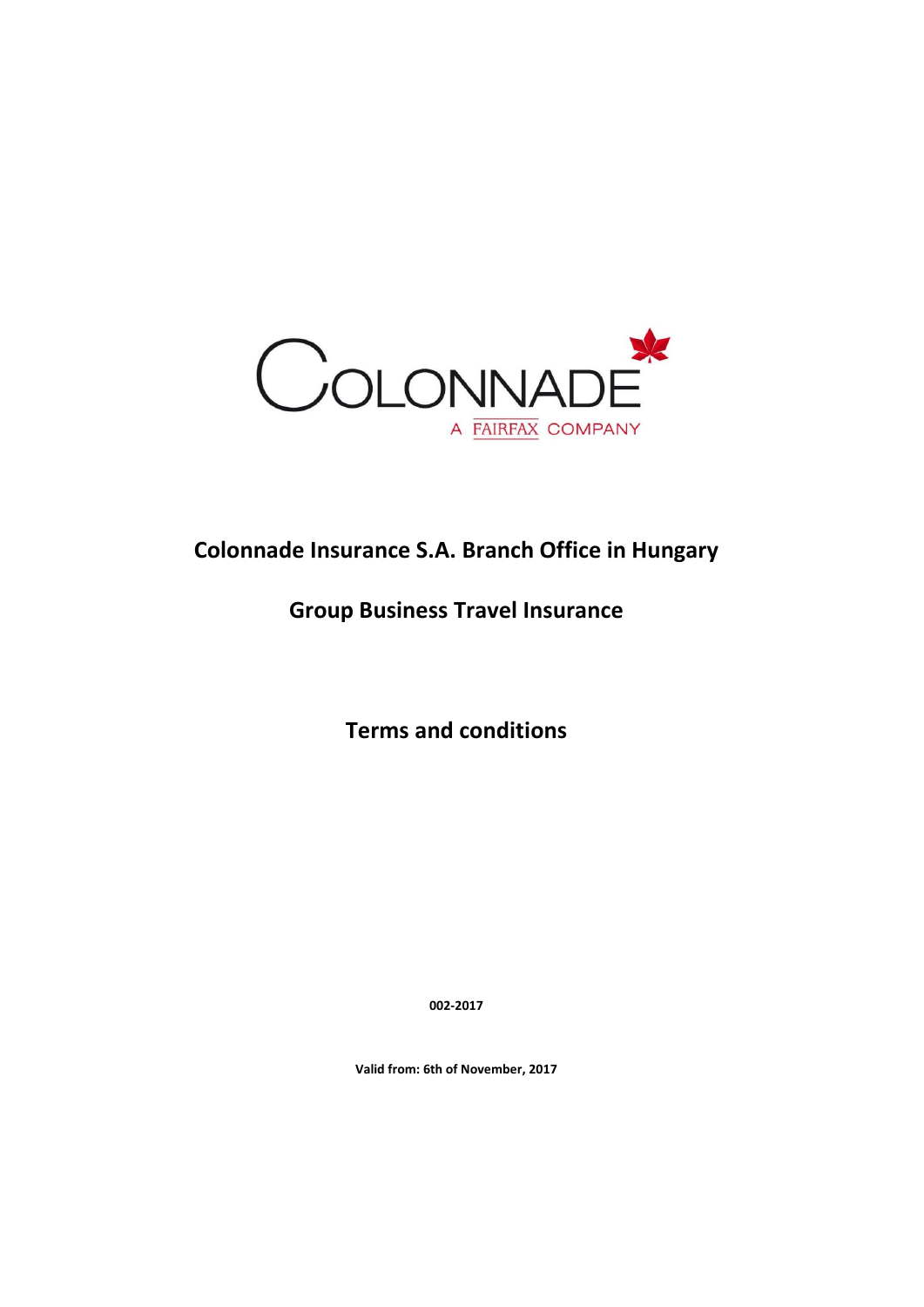COLONNADE

A FAIRFAX COMPANY

# Colonnade Insurance S.A. Branch Office in Hungary

## Group Business Travel Insurance

## Terms and conditions

**002-2017**

**Valid from: 6th of November, 2017**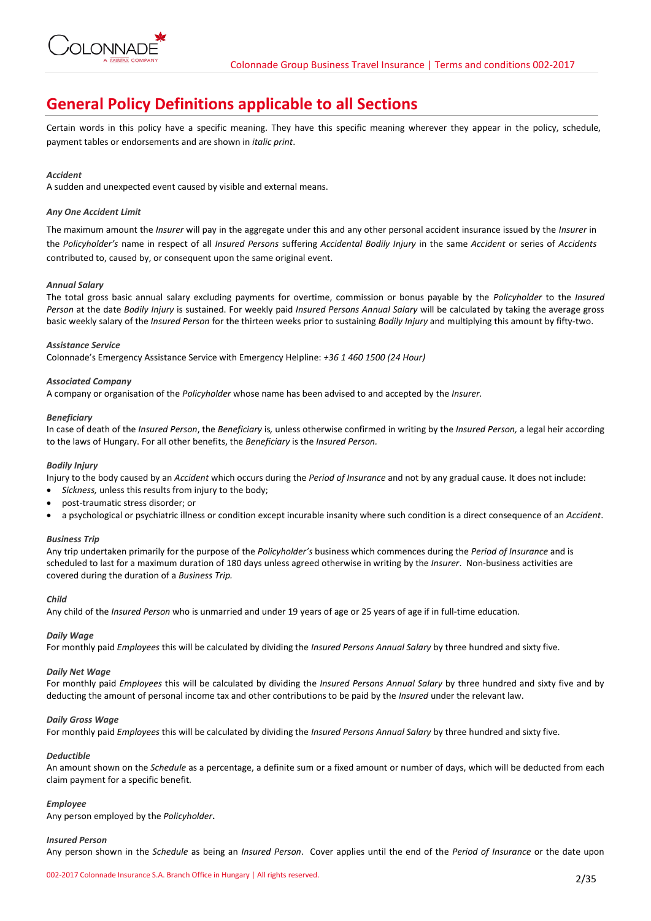# General Policy Definitions applicable to all Sections

Certain words in this policy have a specific meaning. They have this specific meaning wherever they appear in the policy, schedule, payment tables or endorsements and are shown in *italic print*.

***Accident***

A sudden and unexpected event caused by visible and external means.

***Any One Accident Limit***

The maximum amount the *Insurer* will pay in the aggregate under this and any other personal accident insurance issued by the *Insurer* in the *Policyholder's* name in respect of all *Insured Persons* suffering *Accidental Bodily Injury* in the same *Accident* or series of *Accidents* contributed to, caused by, or consequent upon the same original event.

***Annual Salary***

The total gross basic annual salary excluding payments for overtime, commission or bonus payable by the *Policyholder* to the *Insured Person* at the date *Bodily Injury* is sustained. For weekly paid *Insured Persons Annual Salary* will be calculated by taking the average gross basic weekly salary of the *Insured Person* for the thirteen weeks prior to sustaining *Bodily Injury* and multiplying this amount by fifty-two.

***Assistance Service***

Colonnade's Emergency Assistance Service with Emergency Helpline: *+36 1 460 1500 (24 Hour)*

***Associated Company***

A company or organisation of the *Policyholder* whose name has been advised to and accepted by the *Insurer.*

***Beneficiary***

In case of death of the *Insured Person*, the *Beneficiary* is*,* unless otherwise confirmed in writing by the *Insured Person,* a legal heir according to the laws of Hungary. For all other benefits, the *Beneficiary* is the *Insured Person.*

***Bodily Injury***

Injury to the body caused by an *Accident* which occurs during the *Period of Insurance* and not by any gradual cause. It does not include:

- *Sickness,* unless this results from injury to the body;
- post-traumatic stress disorder; or
- a psychological or psychiatric illness or condition except incurable insanity where such condition is a direct consequence of an *Accident*.

***Business Trip***

Any trip undertaken primarily for the purpose of the *Policyholder's* business which commences during the *Period of Insurance* and is scheduled to last for a maximum duration of 180 days unless agreed otherwise in writing by the *Insurer*. Non-business activities are covered during the duration of a *Business Trip.*

***Child***

Any child of the *Insured Person* who is unmarried and under 19 years of age or 25 years of age if in full-time education.

***Daily Wage***

For monthly paid *Employees* this will be calculated by dividing the *Insured Persons Annual Salary* by three hundred and sixty five.

***Daily Net Wage***

For monthly paid *Employees* this will be calculated by dividing the *Insured Persons Annual Salary* by three hundred and sixty five and by deducting the amount of personal income tax and other contributions to be paid by the *Insured* under the relevant law.

***Daily Gross Wage***

For monthly paid *Employees* this will be calculated by dividing the *Insured Persons Annual Salary* by three hundred and sixty five.

***Deductible***

An amount shown on the *Schedule* as a percentage, a definite sum or a fixed amount or number of days, which will be deducted from each claim payment for a specific benefit.

***Employee***

Any person employed by the *Policyholder***.**

***Insured Person***

Any person shown in the *Schedule* as being an *Insured Person*. Cover applies until the end of the *Period of Insurance* or the date upon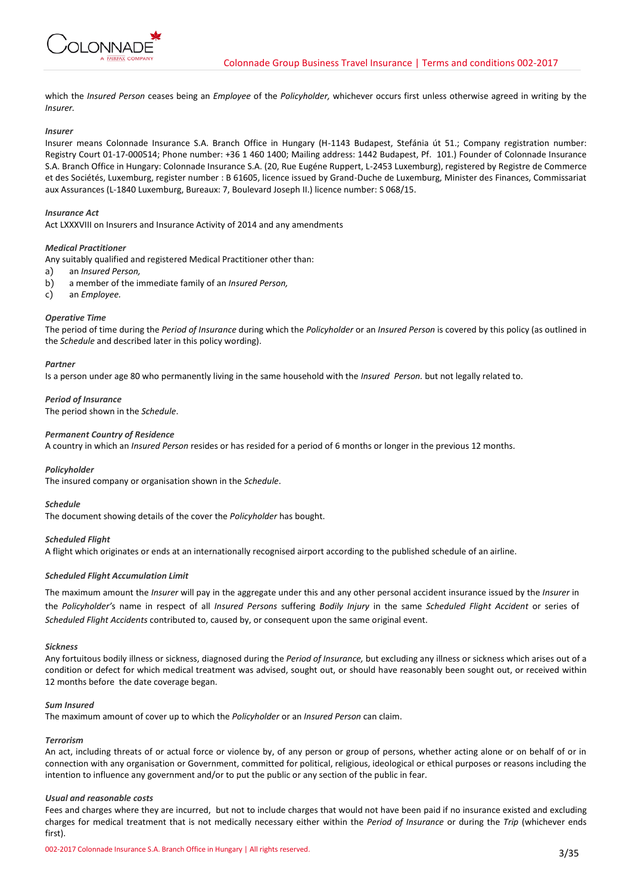which the *Insured Person* ceases being an *Employee* of the *Policyholder,* whichever occurs first unless otherwise agreed in writing by the *Insurer.*

***Insurer***

Insurer means Colonnade Insurance S.A. Branch Office in Hungary (H-1143 Budapest, Stefánia út 51.; Company registration number: Registry Court 01-17-000514; Phone number: +36 1 460 1400; Mailing address: 1442 Budapest, Pf. 101.) Founder of Colonnade Insurance S.A. Branch Office in Hungary: Colonnade Insurance S.A. (20, Rue Eugéne Ruppert, L-2453 Luxemburg), registered by Registre de Commerce et des Sociétés, Luxemburg, register number : B 61605, licence issued by Grand-Duche de Luxemburg, Minister des Finances, Commissariat aux Assurances (L-1840 Luxemburg, Bureaux: 7, Boulevard Joseph II.) licence number: S 068/15.

***Insurance Act***

Act LXXXVIII on Insurers and Insurance Activity of 2014 and any amendments

***Medical Practitioner***

Any suitably qualified and registered Medical Practitioner other than:

a) an *Insured Person,*
b) a member of the immediate family of an *Insured Person,*
c) an *Employee.*

***Operative Time***

The period of time during the *Period of Insurance* during which the *Policyholder* or an *Insured Person* is covered by this policy (as outlined in the *Schedule* and described later in this policy wording).

***Partner***

Is a person under age 80 who permanently living in the same household with the *Insured Person.* but not legally related to.

***Period of Insurance***

The period shown in the *Schedule*.

***Permanent Country of Residence***

A country in which an *Insured Person* resides or has resided for a period of 6 months or longer in the previous 12 months.

***Policyholder***

The insured company or organisation shown in the *Schedule*.

***Schedule***

The document showing details of the cover the *Policyholder* has bought.

***Scheduled Flight***

A flight which originates or ends at an internationally recognised airport according to the published schedule of an airline.

***Scheduled Flight Accumulation Limit***

The maximum amount the *Insurer* will pay in the aggregate under this and any other personal accident insurance issued by the *Insurer* in the *Policyholder's* name in respect of all *Insured Persons* suffering *Bodily Injury* in the same *Scheduled Flight Accident* or series of *Scheduled Flight Accidents* contributed to, caused by, or consequent upon the same original event.

***Sickness***

Any fortuitous bodily illness or sickness, diagnosed during the *Period of Insurance,* but excluding any illness or sickness which arises out of a condition or defect for which medical treatment was advised, sought out, or should have reasonably been sought out, or received within 12 months before the date coverage began.

***Sum Insured***

The maximum amount of cover up to which the *Policyholder* or an *Insured Person* can claim.

***Terrorism***

An act, including threats of or actual force or violence by, of any person or group of persons, whether acting alone or on behalf of or in connection with any organisation or Government, committed for political, religious, ideological or ethical purposes or reasons including the intention to influence any government and/or to put the public or any section of the public in fear.

***Usual and reasonable costs***

Fees and charges where they are incurred, but not to include charges that would not have been paid if no insurance existed and excluding charges for medical treatment that is not medically necessary either within the *Period of Insurance* or during the *Trip* (whichever ends first).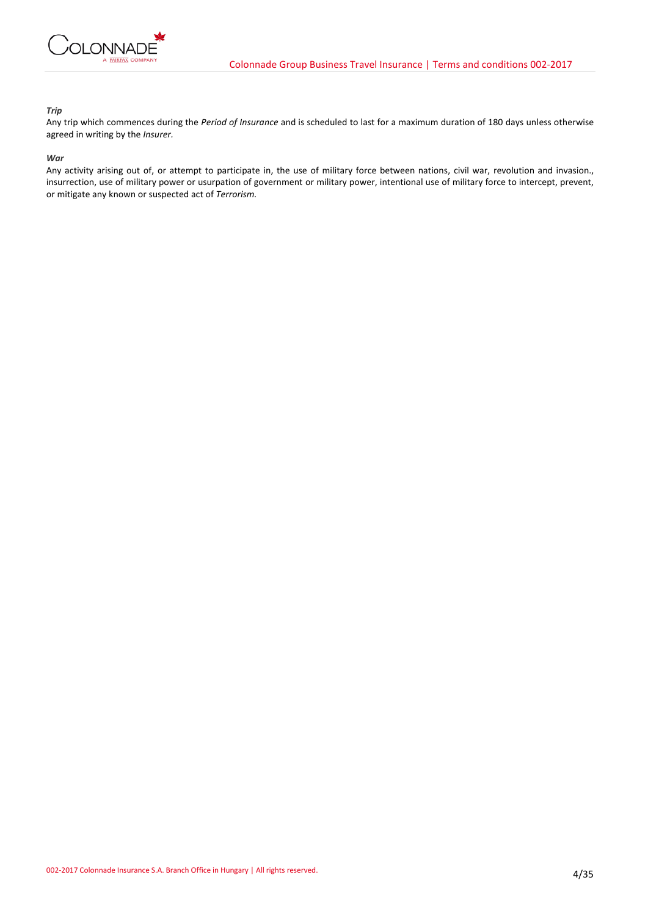***Trip***

Any trip which commences during the *Period of Insurance* and is scheduled to last for a maximum duration of 180 days unless otherwise agreed in writing by the *Insurer.*

***War***

Any activity arising out of, or attempt to participate in, the use of military force between nations, civil war, revolution and invasion., insurrection, use of military power or usurpation of government or military power, intentional use of military force to intercept, prevent, or mitigate any known or suspected act of *Terrorism.*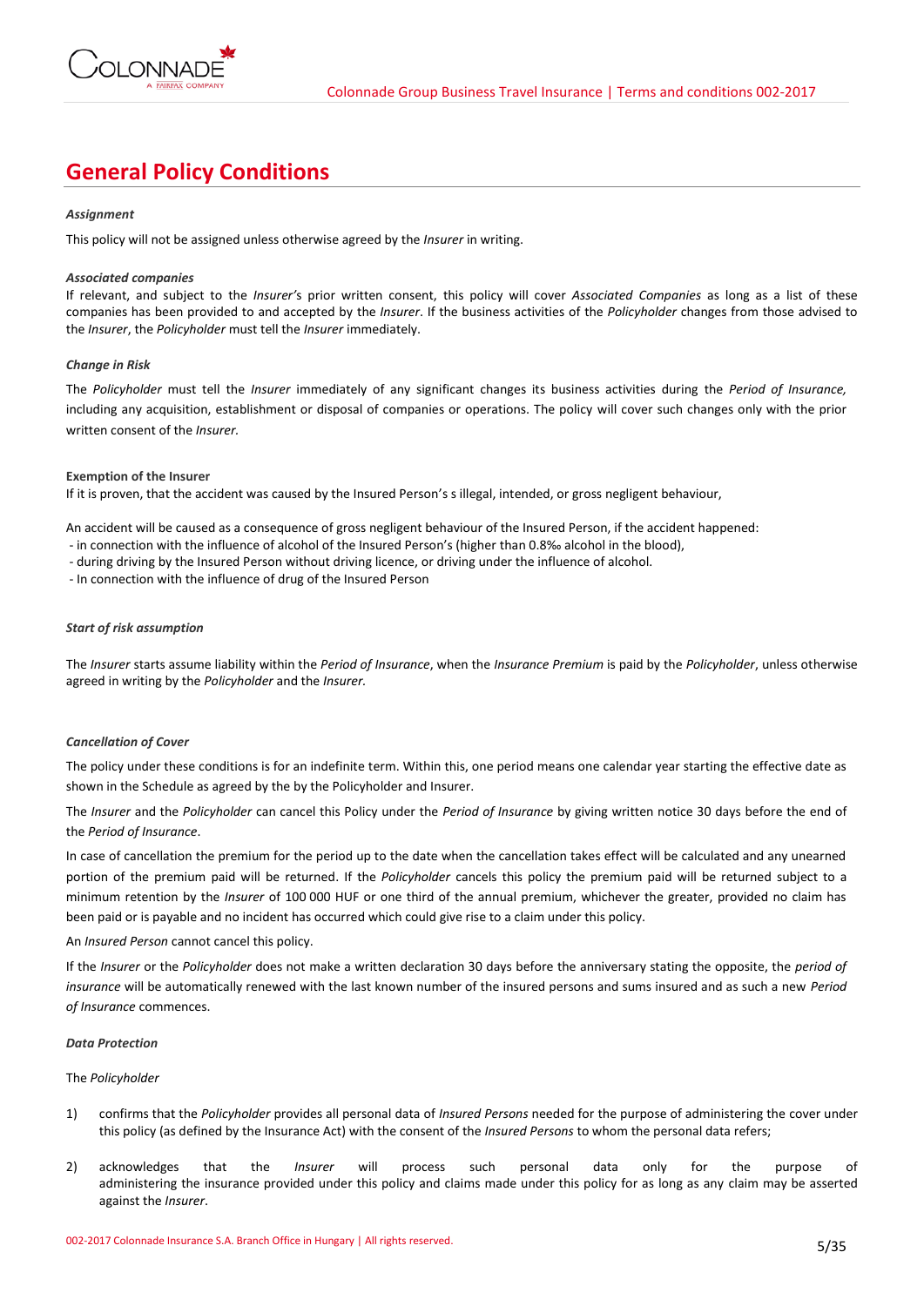# General Policy Conditions

***Assignment***

This policy will not be assigned unless otherwise agreed by the *Insurer* in writing.

***Associated companies***

If relevant, and subject to the *Insurer'*s prior written consent, this policy will cover *Associated Companies* as long as a list of these companies has been provided to and accepted by the *Insurer*. If the business activities of the *Policyholder* changes from those advised to the *Insurer*, the *Policyholder* must tell the *Insurer* immediately.

***Change in Risk***

The *Policyholder* must tell the *Insurer* immediately of any significant changes its business activities during the *Period of Insurance,* including any acquisition, establishment or disposal of companies or operations. The policy will cover such changes only with the prior written consent of the *Insurer.*

**Exemption of the Insurer**

If it is proven, that the accident was caused by the Insured Person's s illegal, intended, or gross negligent behaviour,

An accident will be caused as a consequence of gross negligent behaviour of the Insured Person, if the accident happened:

- in connection with the influence of alcohol of the Insured Person's (higher than 0.8‰ alcohol in the blood),
- during driving by the Insured Person without driving licence, or driving under the influence of alcohol.
- In connection with the influence of drug of the Insured Person

***Start of risk assumption***

The *Insurer* starts assume liability within the *Period of Insurance*, when the *Insurance Premium* is paid by the *Policyholder*, unless otherwise agreed in writing by the *Policyholder* and the *Insurer.*

***Cancellation of Cover***

The policy under these conditions is for an indefinite term. Within this, one period means one calendar year starting the effective date as shown in the Schedule as agreed by the by the Policyholder and Insurer.

The *Insurer* and the *Policyholder* can cancel this Policy under the *Period of Insurance* by giving written notice 30 days before the end of the *Period of Insurance*.

In case of cancellation the premium for the period up to the date when the cancellation takes effect will be calculated and any unearned portion of the premium paid will be returned. If the *Policyholder* cancels this policy the premium paid will be returned subject to a minimum retention by the *Insurer* of 100 000 HUF or one third of the annual premium, whichever the greater, provided no claim has been paid or is payable and no incident has occurred which could give rise to a claim under this policy.

An *Insured Person* cannot cancel this policy.

If the *Insurer* or the *Policyholder* does not make a written declaration 30 days before the anniversary stating the opposite, the *period of insurance* will be automatically renewed with the last known number of the insured persons and sums insured and as such a new *Period of Insurance* commences.

***Data Protection***

The *Policyholder*

1) confirms that the *Policyholder* provides all personal data of *Insured Persons* needed for the purpose of administering the cover under this policy (as defined by the Insurance Act) with the consent of the *Insured Persons* to whom the personal data refers;
2) acknowledges that the *Insurer* will process such personal data only for the purpose of administering the insurance provided under this policy and claims made under this policy for as long as any claim may be asserted against the *Insurer*.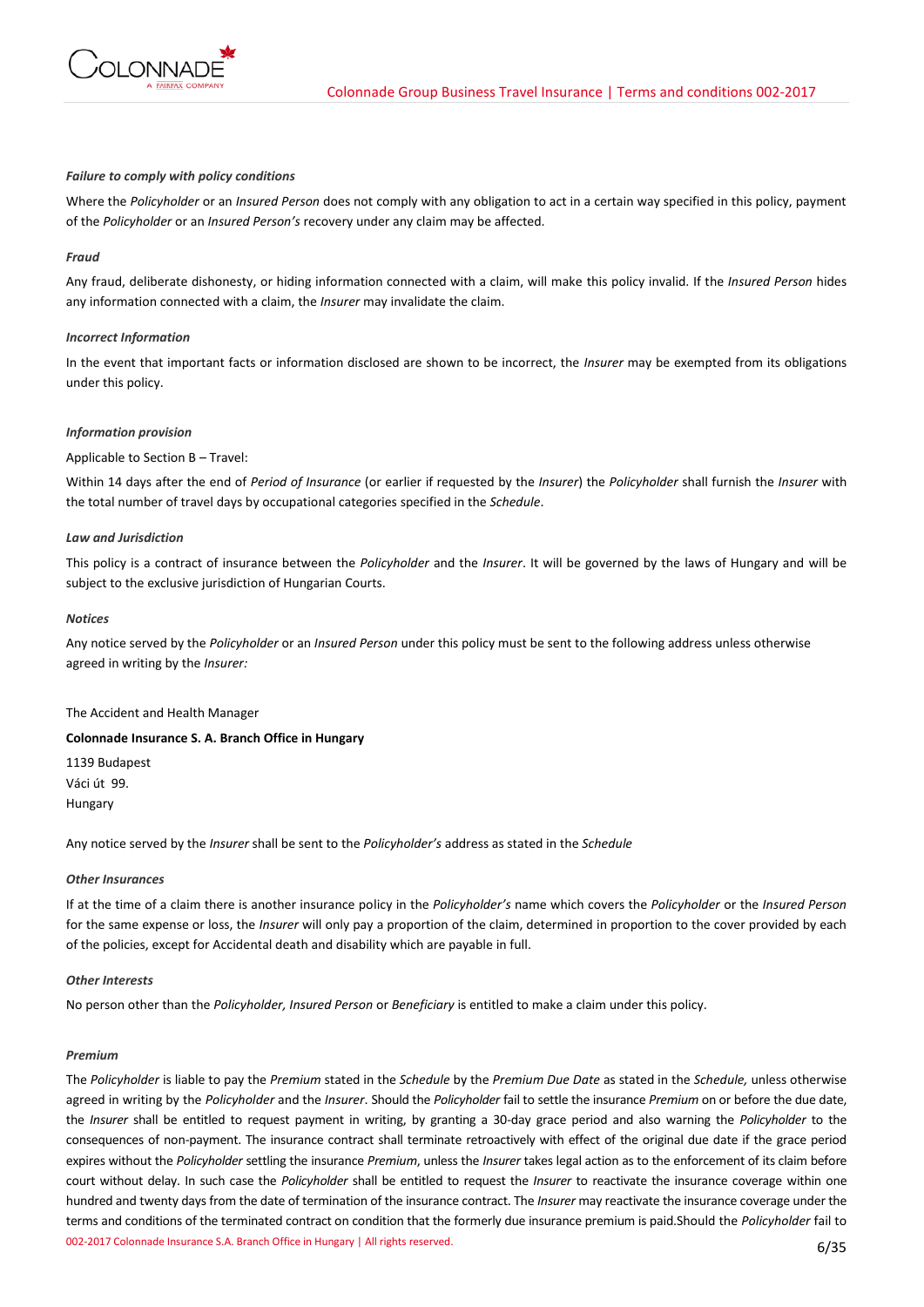***Failure to comply with policy conditions***

Where the *Policyholder* or an *Insured Person* does not comply with any obligation to act in a certain way specified in this policy, payment of the *Policyholder* or an *Insured Person's* recovery under any claim may be affected.

***Fraud***

Any fraud, deliberate dishonesty, or hiding information connected with a claim, will make this policy invalid. If the *Insured Person* hides any information connected with a claim, the *Insurer* may invalidate the claim.

***Incorrect Information***

In the event that important facts or information disclosed are shown to be incorrect, the *Insurer* may be exempted from its obligations under this policy.

***Information provision***

Applicable to Section B – Travel:

Within 14 days after the end of *Period of Insurance* (or earlier if requested by the *Insurer*) the *Policyholder* shall furnish the *Insurer* with the total number of travel days by occupational categories specified in the *Schedule*.

***Law and Jurisdiction***

This policy is a contract of insurance between the *Policyholder* and the *Insurer*. It will be governed by the laws of Hungary and will be subject to the exclusive jurisdiction of Hungarian Courts.

***Notices***

Any notice served by the *Policyholder* or an *Insured Person* under this policy must be sent to the following address unless otherwise agreed in writing by the *Insurer:*

The Accident and Health Manager

**Colonnade Insurance S. A. Branch Office in Hungary**

1139 Budapest  
Váci út 99.  
Hungary

Any notice served by the *Insurer* shall be sent to the *Policyholder's* address as stated in the *Schedule*

***Other Insurances***

If at the time of a claim there is another insurance policy in the *Policyholder's* name which covers the *Policyholder* or the *Insured Person* for the same expense or loss, the *Insurer* will only pay a proportion of the claim, determined in proportion to the cover provided by each of the policies, except for Accidental death and disability which are payable in full.

***Other Interests***

No person other than the *Policyholder, Insured Person* or *Beneficiary* is entitled to make a claim under this policy.

***Premium***

The *Policyholder* is liable to pay the *Premium* stated in the *Schedule* by the *Premium Due Date* as stated in the *Schedule,* unless otherwise agreed in writing by the *Policyholder* and the *Insurer*. Should the *Policyholder* fail to settle the insurance *Premium* on or before the due date, the *Insurer* shall be entitled to request payment in writing, by granting a 30-day grace period and also warning the *Policyholder* to the consequences of non-payment. The insurance contract shall terminate retroactively with effect of the original due date if the grace period expires without the *Policyholder* settling the insurance *Premium*, unless the *Insurer* takes legal action as to the enforcement of its claim before court without delay. In such case the *Policyholder* shall be entitled to request the *Insurer* to reactivate the insurance coverage within one hundred and twenty days from the date of termination of the insurance contract. The *Insurer* may reactivate the insurance coverage under the terms and conditions of the terminated contract on condition that the formerly due insurance premium is paid.Should the *Policyholder* fail to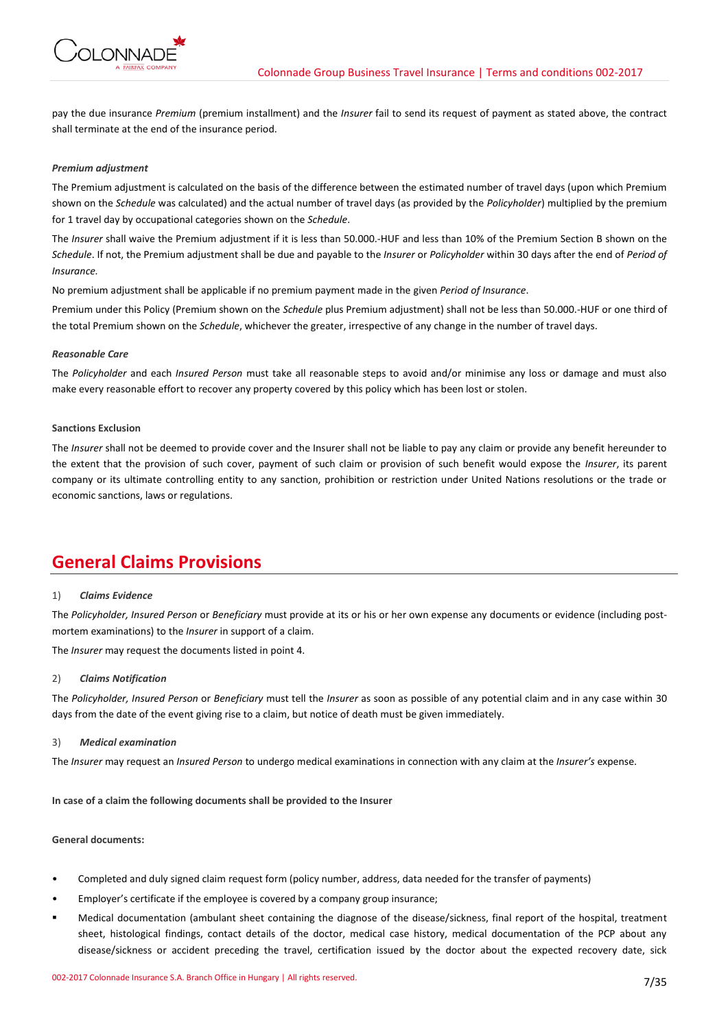pay the due insurance *Premium* (premium installment) and the *Insurer* fail to send its request of payment as stated above, the contract shall terminate at the end of the insurance period.

***Premium adjustment***

The Premium adjustment is calculated on the basis of the difference between the estimated number of travel days (upon which Premium shown on the *Schedule* was calculated) and the actual number of travel days (as provided by the *Policyholder*) multiplied by the premium for 1 travel day by occupational categories shown on the *Schedule*.

The *Insurer* shall waive the Premium adjustment if it is less than 50.000.-HUF and less than 10% of the Premium Section B shown on the *Schedule*. If not, the Premium adjustment shall be due and payable to the *Insurer* or *Policyholder* within 30 days after the end of *Period of Insurance*.

No premium adjustment shall be applicable if no premium payment made in the given *Period of Insurance*.

Premium under this Policy (Premium shown on the *Schedule* plus Premium adjustment) shall not be less than 50.000.-HUF or one third of the total Premium shown on the *Schedule*, whichever the greater, irrespective of any change in the number of travel days.

***Reasonable Care***

The *Policyholder* and each *Insured Person* must take all reasonable steps to avoid and/or minimise any loss or damage and must also make every reasonable effort to recover any property covered by this policy which has been lost or stolen.

**Sanctions Exclusion**

The *Insurer* shall not be deemed to provide cover and the Insurer shall not be liable to pay any claim or provide any benefit hereunder to the extent that the provision of such cover, payment of such claim or provision of such benefit would expose the *Insurer*, its parent company or its ultimate controlling entity to any sanction, prohibition or restriction under United Nations resolutions or the trade or economic sanctions, laws or regulations.

# General Claims Provisions

1) ***Claims Evidence***

The *Policyholder, Insured Person* or *Beneficiary* must provide at its or his or her own expense any documents or evidence (including post-mortem examinations) to the *Insurer* in support of a claim.

The *Insurer* may request the documents listed in point 4.

2) ***Claims Notification***

The *Policyholder, Insured Person* or *Beneficiary* must tell the *Insurer* as soon as possible of any potential claim and in any case within 30 days from the date of the event giving rise to a claim, but notice of death must be given immediately.

3) ***Medical examination***

The *Insurer* may request an *Insured Person* to undergo medical examinations in connection with any claim at the *Insurer's* expense.

**In case of a claim the following documents shall be provided to the Insurer**

**General documents:**

- Completed and duly signed claim request form (policy number, address, data needed for the transfer of payments)
- Employer's certificate if the employee is covered by a company group insurance;
- Medical documentation (ambulant sheet containing the diagnose of the disease/sickness, final report of the hospital, treatment sheet, histological findings, contact details of the doctor, medical case history, medical documentation of the PCP about any disease/sickness or accident preceding the travel, certification issued by the doctor about the expected recovery date, sick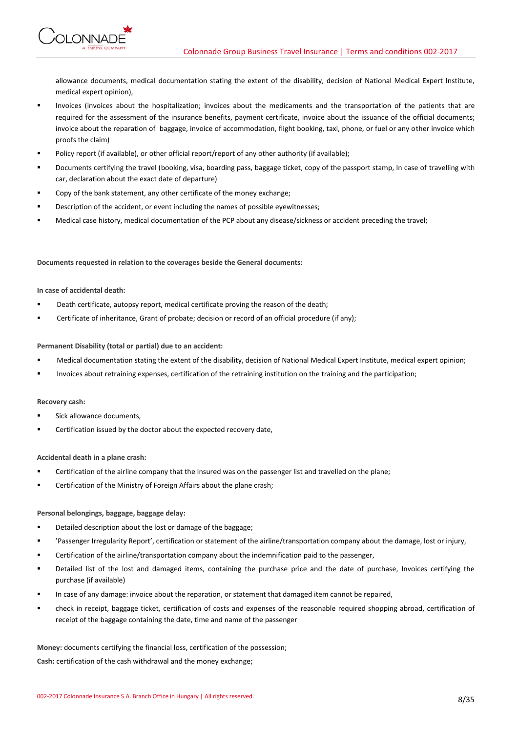allowance documents, medical documentation stating the extent of the disability, decision of National Medical Expert Institute, medical expert opinion),

- Invoices (invoices about the hospitalization; invoices about the medicaments and the transportation of the patients that are required for the assessment of the insurance benefits, payment certificate, invoice about the issuance of the official documents; invoice about the reparation of baggage, invoice of accommodation, flight booking, taxi, phone, or fuel or any other invoice which proofs the claim)
- Policy report (if available), or other official report/report of any other authority (if available);
- Documents certifying the travel (booking, visa, boarding pass, baggage ticket, copy of the passport stamp, In case of travelling with car, declaration about the exact date of departure)
- Copy of the bank statement, any other certificate of the money exchange;
- Description of the accident, or event including the names of possible eyewitnesses;
- Medical case history, medical documentation of the PCP about any disease/sickness or accident preceding the travel;

**Documents requested in relation to the coverages beside the General documents:**

**In case of accidental death:**

- Death certificate, autopsy report, medical certificate proving the reason of the death;
- Certificate of inheritance, Grant of probate; decision or record of an official procedure (if any);

**Permanent Disability (total or partial) due to an accident:**

- Medical documentation stating the extent of the disability, decision of National Medical Expert Institute, medical expert opinion;
- Invoices about retraining expenses, certification of the retraining institution on the training and the participation;

**Recovery cash:**

- Sick allowance documents,
- Certification issued by the doctor about the expected recovery date,

**Accidental death in a plane crash:**

- Certification of the airline company that the Insured was on the passenger list and travelled on the plane;
- Certification of the Ministry of Foreign Affairs about the plane crash;

**Personal belongings, baggage, baggage delay:**

- Detailed description about the lost or damage of the baggage;
- 'Passenger Irregularity Report', certification or statement of the airline/transportation company about the damage, lost or injury,
- Certification of the airline/transportation company about the indemnification paid to the passenger,
- Detailed list of the lost and damaged items, containing the purchase price and the date of purchase, Invoices certifying the purchase (if available)
- In case of any damage: invoice about the reparation, or statement that damaged item cannot be repaired,
- check in receipt, baggage ticket, certification of costs and expenses of the reasonable required shopping abroad, certification of receipt of the baggage containing the date, time and name of the passenger

**Money:** documents certifying the financial loss, certification of the possession;

**Cash:** certification of the cash withdrawal and the money exchange;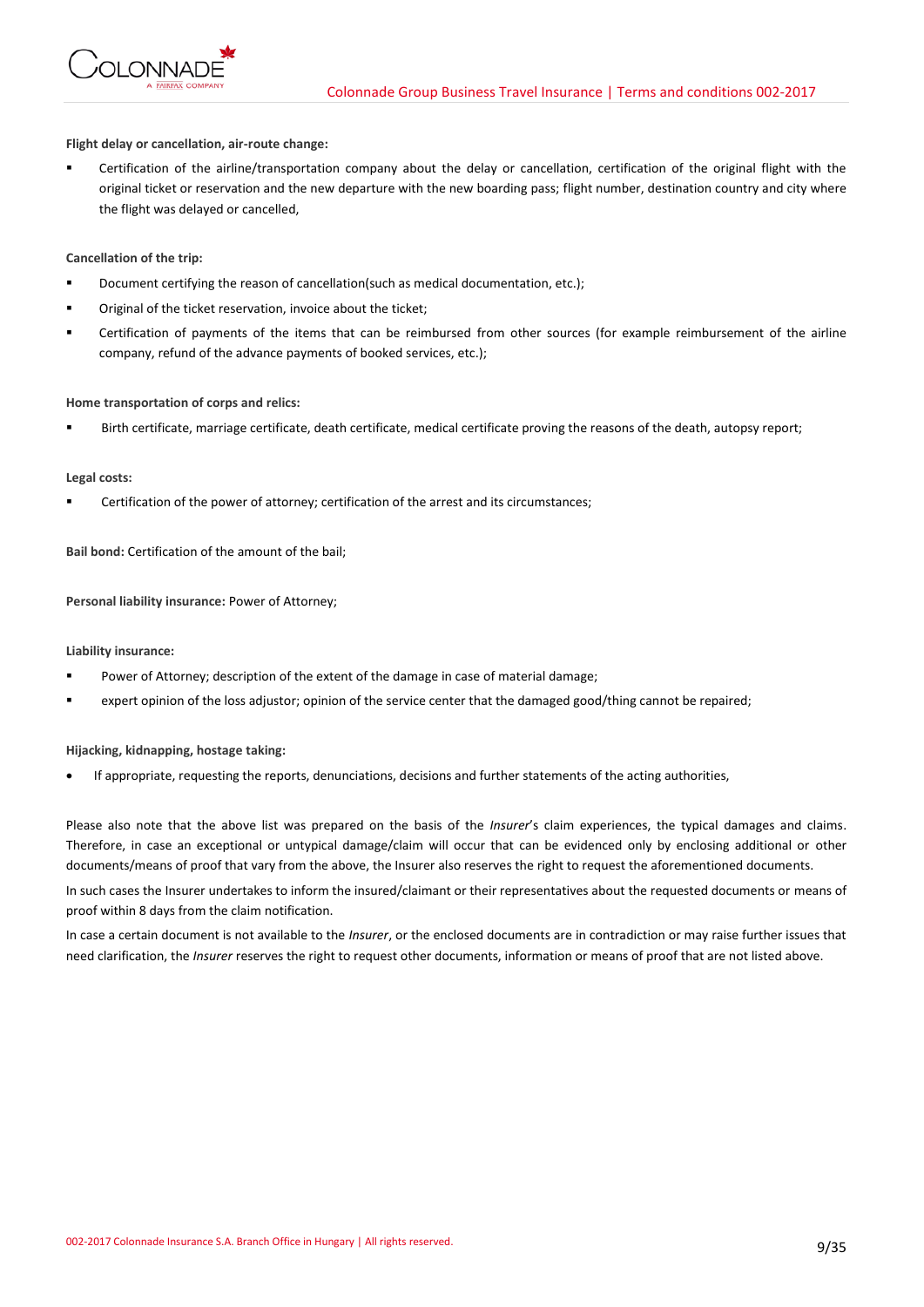**Flight delay or cancellation, air-route change:**

- Certification of the airline/transportation company about the delay or cancellation, certification of the original flight with the original ticket or reservation and the new departure with the new boarding pass; flight number, destination country and city where the flight was delayed or cancelled,

**Cancellation of the trip:**

- Document certifying the reason of cancellation(such as medical documentation, etc.);
- Original of the ticket reservation, invoice about the ticket;
- Certification of payments of the items that can be reimbursed from other sources (for example reimbursement of the airline company, refund of the advance payments of booked services, etc.);

**Home transportation of corps and relics:**

- Birth certificate, marriage certificate, death certificate, medical certificate proving the reasons of the death, autopsy report;

**Legal costs:**

- Certification of the power of attorney; certification of the arrest and its circumstances;

**Bail bond:** Certification of the amount of the bail;

**Personal liability insurance:** Power of Attorney;

**Liability insurance:**

- Power of Attorney; description of the extent of the damage in case of material damage;
- expert opinion of the loss adjustor; opinion of the service center that the damaged good/thing cannot be repaired;

**Hijacking, kidnapping, hostage taking:**

- If appropriate, requesting the reports, denunciations, decisions and further statements of the acting authorities,

Please also note that the above list was prepared on the basis of the *Insurer*'s claim experiences, the typical damages and claims. Therefore, in case an exceptional or untypical damage/claim will occur that can be evidenced only by enclosing additional or other documents/means of proof that vary from the above, the Insurer also reserves the right to request the aforementioned documents.

In such cases the Insurer undertakes to inform the insured/claimant or their representatives about the requested documents or means of proof within 8 days from the claim notification.

In case a certain document is not available to the *Insurer*, or the enclosed documents are in contradiction or may raise further issues that need clarification, the *Insurer* reserves the right to request other documents, information or means of proof that are not listed above.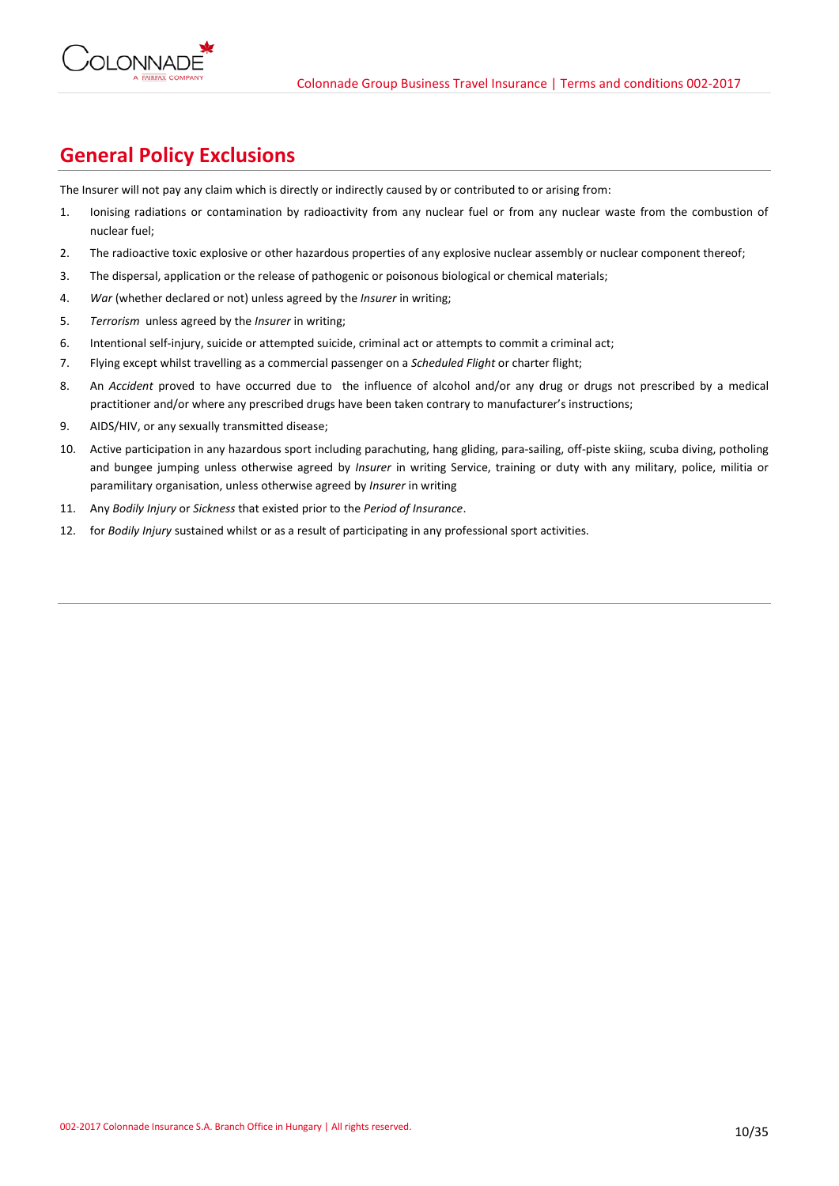## General Policy Exclusions

The Insurer will not pay any claim which is directly or indirectly caused by or contributed to or arising from:

1. Ionising radiations or contamination by radioactivity from any nuclear fuel or from any nuclear waste from the combustion of nuclear fuel;
2. The radioactive toxic explosive or other hazardous properties of any explosive nuclear assembly or nuclear component thereof;
3. The dispersal, application or the release of pathogenic or poisonous biological or chemical materials;
4. *War* (whether declared or not) unless agreed by the *Insurer* in writing;
5. *Terrorism* unless agreed by the *Insurer* in writing;
6. Intentional self-injury, suicide or attempted suicide, criminal act or attempts to commit a criminal act;
7. Flying except whilst travelling as a commercial passenger on a *Scheduled Flight* or charter flight;
8. An *Accident* proved to have occurred due to the influence of alcohol and/or any drug or drugs not prescribed by a medical practitioner and/or where any prescribed drugs have been taken contrary to manufacturer's instructions;
9. AIDS/HIV, or any sexually transmitted disease;
10. Active participation in any hazardous sport including parachuting, hang gliding, para-sailing, off-piste skiing, scuba diving, potholing and bungee jumping unless otherwise agreed by *Insurer* in writing Service, training or duty with any military, police, militia or paramilitary organisation, unless otherwise agreed by *Insurer* in writing
11. Any *Bodily Injury* or *Sickness* that existed prior to the *Period of Insurance*.
12. for *Bodily Injury* sustained whilst or as a result of participating in any professional sport activities.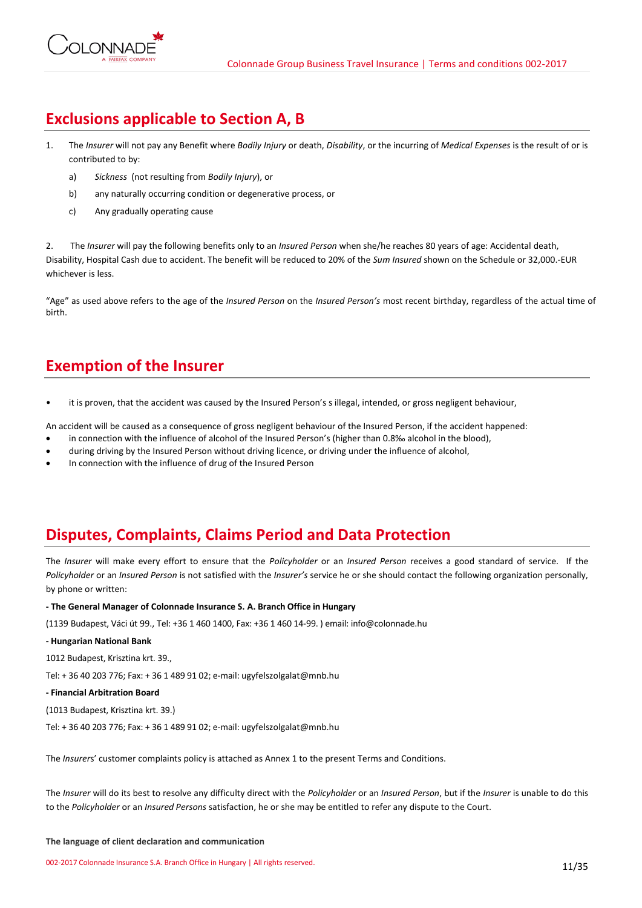## Exclusions applicable to Section A, B

1. The *Insurer* will not pay any Benefit where *Bodily Injury* or death, *Disability*, or the incurring of *Medical Expenses* is the result of or is contributed to by:

   a) *Sickness* (not resulting from *Bodily Injury*), or

   b) any naturally occurring condition or degenerative process, or

   c) Any gradually operating cause

2. The *Insurer* will pay the following benefits only to an *Insured Person* when she/he reaches 80 years of age: Accidental death, Disability, Hospital Cash due to accident. The benefit will be reduced to 20% of the *Sum Insured* shown on the Schedule or 32,000.-EUR whichever is less.

"Age" as used above refers to the age of the *Insured Person* on the *Insured Person's* most recent birthday, regardless of the actual time of birth.

## Exemption of the Insurer

- it is proven, that the accident was caused by the Insured Person's s illegal, intended, or gross negligent behaviour,

An accident will be caused as a consequence of gross negligent behaviour of the Insured Person, if the accident happened:

- in connection with the influence of alcohol of the Insured Person's (higher than 0.8‰ alcohol in the blood),
- during driving by the Insured Person without driving licence, or driving under the influence of alcohol,
- In connection with the influence of drug of the Insured Person

## Disputes, Complaints, Claims Period and Data Protection

The *Insurer* will make every effort to ensure that the *Policyholder* or an *Insured Person* receives a good standard of service. If the *Policyholder* or an *Insured Person* is not satisfied with the *Insurer's* service he or she should contact the following organization personally, by phone or written:

**- The General Manager of Colonnade Insurance S. A. Branch Office in Hungary**

(1139 Budapest, Váci út 99., Tel: +36 1 460 1400, Fax: +36 1 460 14-99. ) email: info@colonnade.hu

**- Hungarian National Bank**

1012 Budapest, Krisztina krt. 39.,

Tel: + 36 40 203 776; Fax: + 36 1 489 91 02; e-mail: ugyfelszolgalat@mnb.hu

**- Financial Arbitration Board**

(1013 Budapest, Krisztina krt. 39.)

Tel: + 36 40 203 776; Fax: + 36 1 489 91 02; e-mail: ugyfelszolgalat@mnb.hu

The *Insurers*' customer complaints policy is attached as Annex 1 to the present Terms and Conditions.

The *Insurer* will do its best to resolve any difficulty direct with the *Policyholder* or an *Insured Person*, but if the *Insurer* is unable to do this to the *Policyholder* or an *Insured Persons* satisfaction, he or she may be entitled to refer any dispute to the Court.

**The language of client declaration and communication**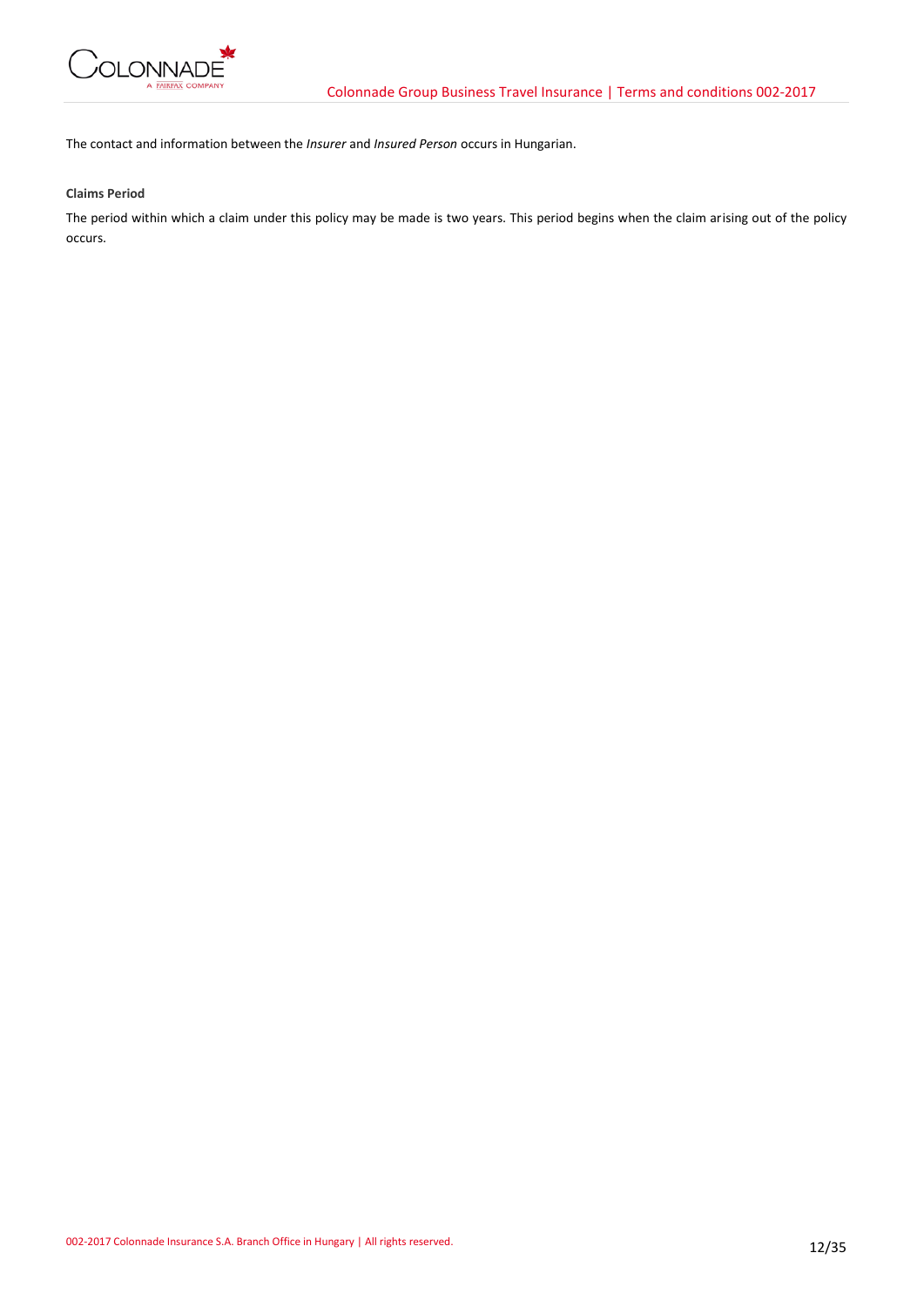The contact and information between the *Insurer* and *Insured Person* occurs in Hungarian.

**Claims Period**

The period within which a claim under this policy may be made is two years. This period begins when the claim arising out of the policy occurs.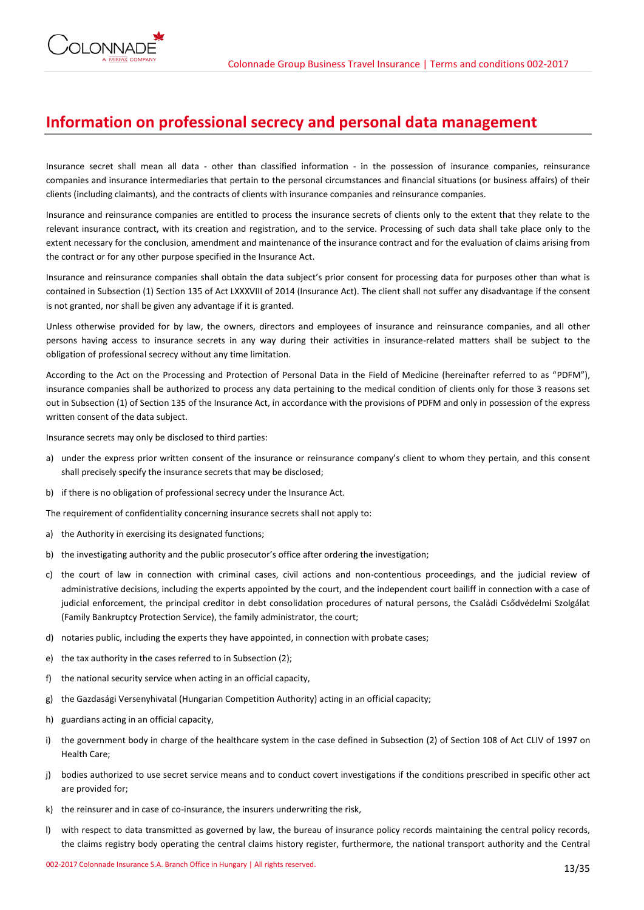# Information on professional secrecy and personal data management

Insurance secret shall mean all data - other than classified information - in the possession of insurance companies, reinsurance companies and insurance intermediaries that pertain to the personal circumstances and financial situations (or business affairs) of their clients (including claimants), and the contracts of clients with insurance companies and reinsurance companies.

Insurance and reinsurance companies are entitled to process the insurance secrets of clients only to the extent that they relate to the relevant insurance contract, with its creation and registration, and to the service. Processing of such data shall take place only to the extent necessary for the conclusion, amendment and maintenance of the insurance contract and for the evaluation of claims arising from the contract or for any other purpose specified in the Insurance Act.

Insurance and reinsurance companies shall obtain the data subject's prior consent for processing data for purposes other than what is contained in Subsection (1) Section 135 of Act LXXXVIII of 2014 (Insurance Act). The client shall not suffer any disadvantage if the consent is not granted, nor shall be given any advantage if it is granted.

Unless otherwise provided for by law, the owners, directors and employees of insurance and reinsurance companies, and all other persons having access to insurance secrets in any way during their activities in insurance-related matters shall be subject to the obligation of professional secrecy without any time limitation.

According to the Act on the Processing and Protection of Personal Data in the Field of Medicine (hereinafter referred to as "PDFM"), insurance companies shall be authorized to process any data pertaining to the medical condition of clients only for those 3 reasons set out in Subsection (1) of Section 135 of the Insurance Act, in accordance with the provisions of PDFM and only in possession of the express written consent of the data subject.

Insurance secrets may only be disclosed to third parties:

a) under the express prior written consent of the insurance or reinsurance company's client to whom they pertain, and this consent shall precisely specify the insurance secrets that may be disclosed;

b) if there is no obligation of professional secrecy under the Insurance Act.

The requirement of confidentiality concerning insurance secrets shall not apply to:

a) the Authority in exercising its designated functions;

b) the investigating authority and the public prosecutor's office after ordering the investigation;

c) the court of law in connection with criminal cases, civil actions and non-contentious proceedings, and the judicial review of administrative decisions, including the experts appointed by the court, and the independent court bailiff in connection with a case of judicial enforcement, the principal creditor in debt consolidation procedures of natural persons, the Családi Csődvédelmi Szolgálat (Family Bankruptcy Protection Service), the family administrator, the court;

d) notaries public, including the experts they have appointed, in connection with probate cases;

e) the tax authority in the cases referred to in Subsection (2);

f) the national security service when acting in an official capacity,

g) the Gazdasági Versenyhivatal (Hungarian Competition Authority) acting in an official capacity;

h) guardians acting in an official capacity,

i) the government body in charge of the healthcare system in the case defined in Subsection (2) of Section 108 of Act CLIV of 1997 on Health Care;

j) bodies authorized to use secret service means and to conduct covert investigations if the conditions prescribed in specific other act are provided for;

k) the reinsurer and in case of co-insurance, the insurers underwriting the risk,

l) with respect to data transmitted as governed by law, the bureau of insurance policy records maintaining the central policy records, the claims registry body operating the central claims history register, furthermore, the national transport authority and the Central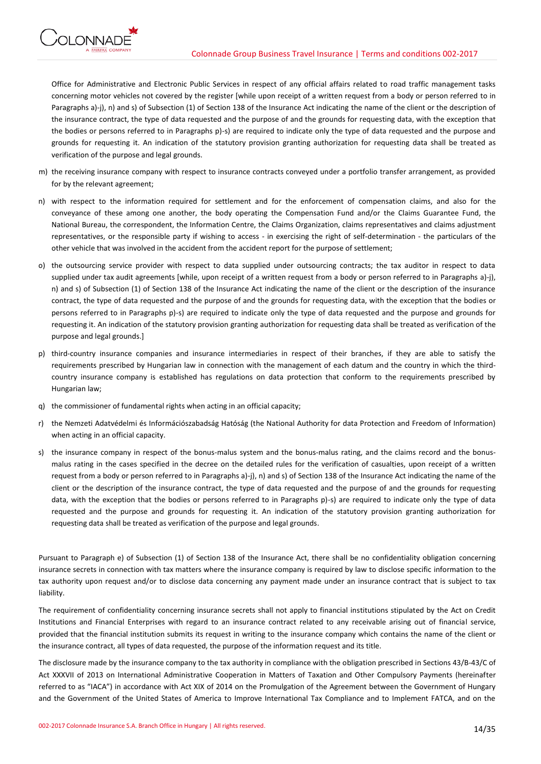Office for Administrative and Electronic Public Services in respect of any official affairs related to road traffic management tasks concerning motor vehicles not covered by the register [while upon receipt of a written request from a body or person referred to in Paragraphs a)-j), n) and s) of Subsection (1) of Section 138 of the Insurance Act indicating the name of the client or the description of the insurance contract, the type of data requested and the purpose of and the grounds for requesting data, with the exception that the bodies or persons referred to in Paragraphs p)-s) are required to indicate only the type of data requested and the purpose and grounds for requesting it. An indication of the statutory provision granting authorization for requesting data shall be treated as verification of the purpose and legal grounds.

m) the receiving insurance company with respect to insurance contracts conveyed under a portfolio transfer arrangement, as provided for by the relevant agreement;

n) with respect to the information required for settlement and for the enforcement of compensation claims, and also for the conveyance of these among one another, the body operating the Compensation Fund and/or the Claims Guarantee Fund, the National Bureau, the correspondent, the Information Centre, the Claims Organization, claims representatives and claims adjustment representatives, or the responsible party if wishing to access - in exercising the right of self-determination - the particulars of the other vehicle that was involved in the accident from the accident report for the purpose of settlement;

o) the outsourcing service provider with respect to data supplied under outsourcing contracts; the tax auditor in respect to data supplied under tax audit agreements [while, upon receipt of a written request from a body or person referred to in Paragraphs a)-j), n) and s) of Subsection (1) of Section 138 of the Insurance Act indicating the name of the client or the description of the insurance contract, the type of data requested and the purpose of and the grounds for requesting data, with the exception that the bodies or persons referred to in Paragraphs p)-s) are required to indicate only the type of data requested and the purpose and grounds for requesting it. An indication of the statutory provision granting authorization for requesting data shall be treated as verification of the purpose and legal grounds.]

p) third-country insurance companies and insurance intermediaries in respect of their branches, if they are able to satisfy the requirements prescribed by Hungarian law in connection with the management of each datum and the country in which the third-country insurance company is established has regulations on data protection that conform to the requirements prescribed by Hungarian law;

q) the commissioner of fundamental rights when acting in an official capacity;

r) the Nemzeti Adatvédelmi és Információszabadság Hatóság (the National Authority for data Protection and Freedom of Information) when acting in an official capacity.

s) the insurance company in respect of the bonus-malus system and the bonus-malus rating, and the claims record and the bonus-malus rating in the cases specified in the decree on the detailed rules for the verification of casualties, upon receipt of a written request from a body or person referred to in Paragraphs a)-j), n) and s) of Section 138 of the Insurance Act indicating the name of the client or the description of the insurance contract, the type of data requested and the purpose of and the grounds for requesting data, with the exception that the bodies or persons referred to in Paragraphs p)-s) are required to indicate only the type of data requested and the purpose and grounds for requesting it. An indication of the statutory provision granting authorization for requesting data shall be treated as verification of the purpose and legal grounds.

Pursuant to Paragraph e) of Subsection (1) of Section 138 of the Insurance Act, there shall be no confidentiality obligation concerning insurance secrets in connection with tax matters where the insurance company is required by law to disclose specific information to the tax authority upon request and/or to disclose data concerning any payment made under an insurance contract that is subject to tax liability.

The requirement of confidentiality concerning insurance secrets shall not apply to financial institutions stipulated by the Act on Credit Institutions and Financial Enterprises with regard to an insurance contract related to any receivable arising out of financial service, provided that the financial institution submits its request in writing to the insurance company which contains the name of the client or the insurance contract, all types of data requested, the purpose of the information request and its title.

The disclosure made by the insurance company to the tax authority in compliance with the obligation prescribed in Sections 43/B-43/C of Act XXXVII of 2013 on International Administrative Cooperation in Matters of Taxation and Other Compulsory Payments (hereinafter referred to as "IACA") in accordance with Act XIX of 2014 on the Promulgation of the Agreement between the Government of Hungary and the Government of the United States of America to Improve International Tax Compliance and to Implement FATCA, and on the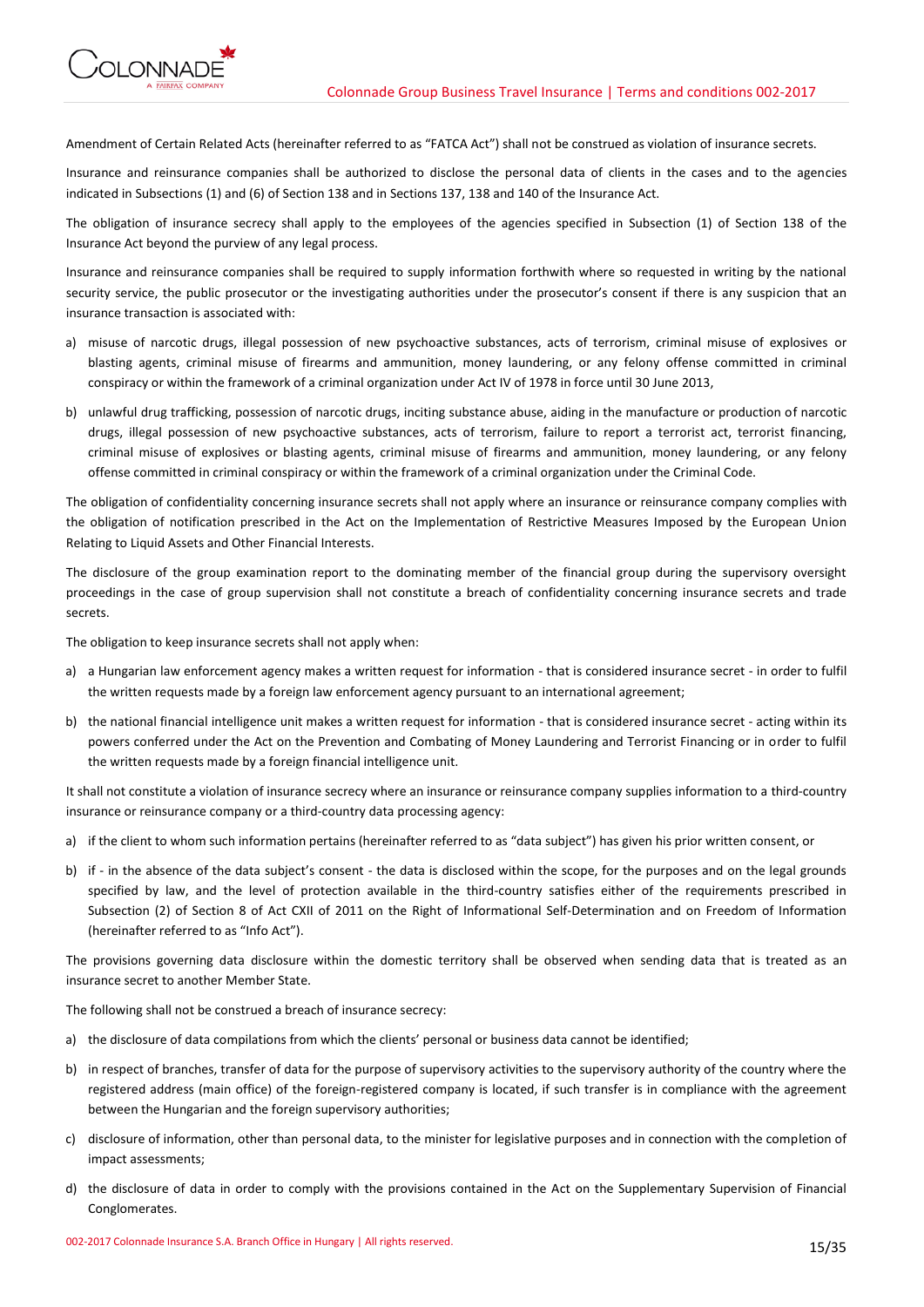Amendment of Certain Related Acts (hereinafter referred to as "FATCA Act") shall not be construed as violation of insurance secrets.

Insurance and reinsurance companies shall be authorized to disclose the personal data of clients in the cases and to the agencies indicated in Subsections (1) and (6) of Section 138 and in Sections 137, 138 and 140 of the Insurance Act.

The obligation of insurance secrecy shall apply to the employees of the agencies specified in Subsection (1) of Section 138 of the Insurance Act beyond the purview of any legal process.

Insurance and reinsurance companies shall be required to supply information forthwith where so requested in writing by the national security service, the public prosecutor or the investigating authorities under the prosecutor's consent if there is any suspicion that an insurance transaction is associated with:

a) misuse of narcotic drugs, illegal possession of new psychoactive substances, acts of terrorism, criminal misuse of explosives or blasting agents, criminal misuse of firearms and ammunition, money laundering, or any felony offense committed in criminal conspiracy or within the framework of a criminal organization under Act IV of 1978 in force until 30 June 2013,

b) unlawful drug trafficking, possession of narcotic drugs, inciting substance abuse, aiding in the manufacture or production of narcotic drugs, illegal possession of new psychoactive substances, acts of terrorism, failure to report a terrorist act, terrorist financing, criminal misuse of explosives or blasting agents, criminal misuse of firearms and ammunition, money laundering, or any felony offense committed in criminal conspiracy or within the framework of a criminal organization under the Criminal Code.

The obligation of confidentiality concerning insurance secrets shall not apply where an insurance or reinsurance company complies with the obligation of notification prescribed in the Act on the Implementation of Restrictive Measures Imposed by the European Union Relating to Liquid Assets and Other Financial Interests.

The disclosure of the group examination report to the dominating member of the financial group during the supervisory oversight proceedings in the case of group supervision shall not constitute a breach of confidentiality concerning insurance secrets and trade secrets.

The obligation to keep insurance secrets shall not apply when:

a) a Hungarian law enforcement agency makes a written request for information - that is considered insurance secret - in order to fulfil the written requests made by a foreign law enforcement agency pursuant to an international agreement;

b) the national financial intelligence unit makes a written request for information - that is considered insurance secret - acting within its powers conferred under the Act on the Prevention and Combating of Money Laundering and Terrorist Financing or in order to fulfil the written requests made by a foreign financial intelligence unit.

It shall not constitute a violation of insurance secrecy where an insurance or reinsurance company supplies information to a third-country insurance or reinsurance company or a third-country data processing agency:

a) if the client to whom such information pertains (hereinafter referred to as "data subject") has given his prior written consent, or

b) if - in the absence of the data subject's consent - the data is disclosed within the scope, for the purposes and on the legal grounds specified by law, and the level of protection available in the third-country satisfies either of the requirements prescribed in Subsection (2) of Section 8 of Act CXII of 2011 on the Right of Informational Self-Determination and on Freedom of Information (hereinafter referred to as "Info Act").

The provisions governing data disclosure within the domestic territory shall be observed when sending data that is treated as an insurance secret to another Member State.

The following shall not be construed a breach of insurance secrecy:

a) the disclosure of data compilations from which the clients' personal or business data cannot be identified;

b) in respect of branches, transfer of data for the purpose of supervisory activities to the supervisory authority of the country where the registered address (main office) of the foreign-registered company is located, if such transfer is in compliance with the agreement between the Hungarian and the foreign supervisory authorities;

c) disclosure of information, other than personal data, to the minister for legislative purposes and in connection with the completion of impact assessments;

d) the disclosure of data in order to comply with the provisions contained in the Act on the Supplementary Supervision of Financial Conglomerates.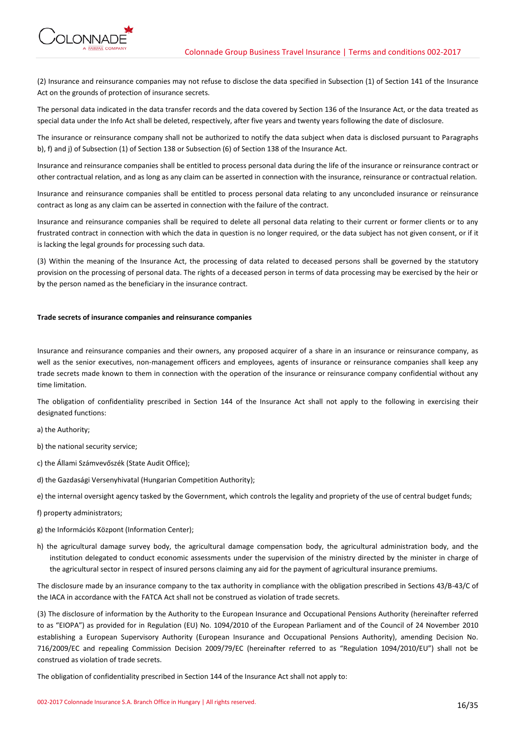(2) Insurance and reinsurance companies may not refuse to disclose the data specified in Subsection (1) of Section 141 of the Insurance Act on the grounds of protection of insurance secrets.

The personal data indicated in the data transfer records and the data covered by Section 136 of the Insurance Act, or the data treated as special data under the Info Act shall be deleted, respectively, after five years and twenty years following the date of disclosure.

The insurance or reinsurance company shall not be authorized to notify the data subject when data is disclosed pursuant to Paragraphs b), f) and j) of Subsection (1) of Section 138 or Subsection (6) of Section 138 of the Insurance Act.

Insurance and reinsurance companies shall be entitled to process personal data during the life of the insurance or reinsurance contract or other contractual relation, and as long as any claim can be asserted in connection with the insurance, reinsurance or contractual relation.

Insurance and reinsurance companies shall be entitled to process personal data relating to any unconcluded insurance or reinsurance contract as long as any claim can be asserted in connection with the failure of the contract.

Insurance and reinsurance companies shall be required to delete all personal data relating to their current or former clients or to any frustrated contract in connection with which the data in question is no longer required, or the data subject has not given consent, or if it is lacking the legal grounds for processing such data.

(3) Within the meaning of the Insurance Act, the processing of data related to deceased persons shall be governed by the statutory provision on the processing of personal data. The rights of a deceased person in terms of data processing may be exercised by the heir or by the person named as the beneficiary in the insurance contract.

**Trade secrets of insurance companies and reinsurance companies**

Insurance and reinsurance companies and their owners, any proposed acquirer of a share in an insurance or reinsurance company, as well as the senior executives, non-management officers and employees, agents of insurance or reinsurance companies shall keep any trade secrets made known to them in connection with the operation of the insurance or reinsurance company confidential without any time limitation.

The obligation of confidentiality prescribed in Section 144 of the Insurance Act shall not apply to the following in exercising their designated functions:

a) the Authority;

b) the national security service;

c) the Állami Számvevőszék (State Audit Office);

d) the Gazdasági Versenyhivatal (Hungarian Competition Authority);

e) the internal oversight agency tasked by the Government, which controls the legality and propriety of the use of central budget funds;

f) property administrators;

g) the Információs Központ (Information Center);

h) the agricultural damage survey body, the agricultural damage compensation body, the agricultural administration body, and the institution delegated to conduct economic assessments under the supervision of the ministry directed by the minister in charge of the agricultural sector in respect of insured persons claiming any aid for the payment of agricultural insurance premiums.

The disclosure made by an insurance company to the tax authority in compliance with the obligation prescribed in Sections 43/B-43/C of the IACA in accordance with the FATCA Act shall not be construed as violation of trade secrets.

(3) The disclosure of information by the Authority to the European Insurance and Occupational Pensions Authority (hereinafter referred to as "EIOPA") as provided for in Regulation (EU) No. 1094/2010 of the European Parliament and of the Council of 24 November 2010 establishing a European Supervisory Authority (European Insurance and Occupational Pensions Authority), amending Decision No. 716/2009/EC and repealing Commission Decision 2009/79/EC (hereinafter referred to as "Regulation 1094/2010/EU") shall not be construed as violation of trade secrets.

The obligation of confidentiality prescribed in Section 144 of the Insurance Act shall not apply to: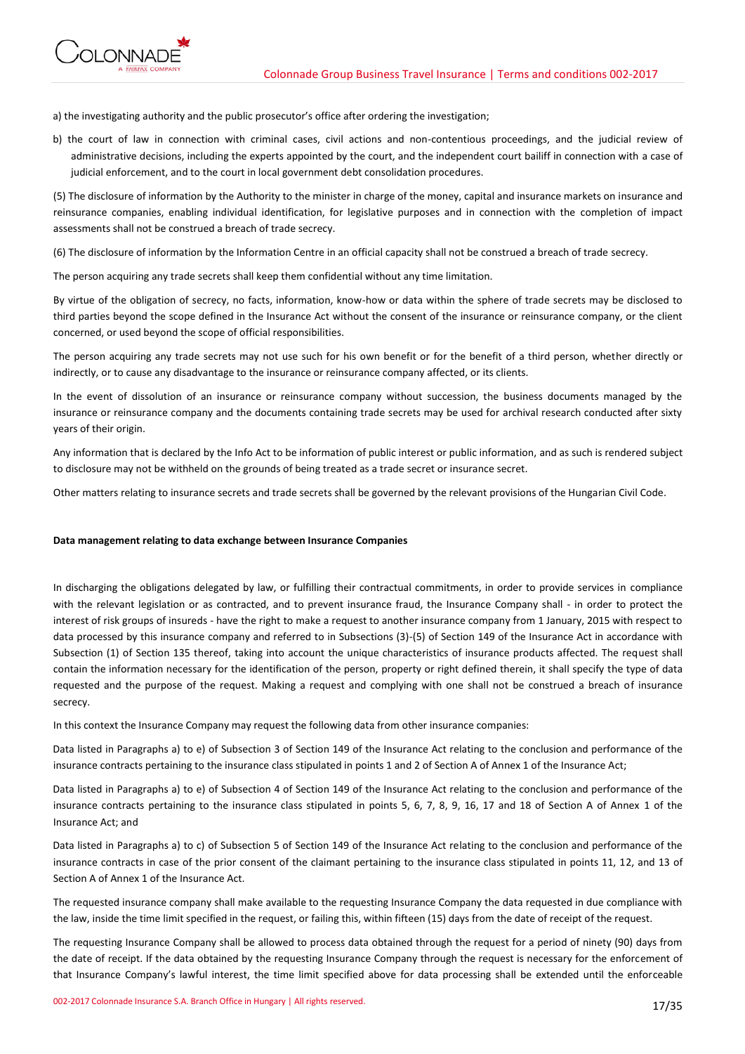a) the investigating authority and the public prosecutor's office after ordering the investigation;

b) the court of law in connection with criminal cases, civil actions and non-contentious proceedings, and the judicial review of administrative decisions, including the experts appointed by the court, and the independent court bailiff in connection with a case of judicial enforcement, and to the court in local government debt consolidation procedures.

(5) The disclosure of information by the Authority to the minister in charge of the money, capital and insurance markets on insurance and reinsurance companies, enabling individual identification, for legislative purposes and in connection with the completion of impact assessments shall not be construed a breach of trade secrecy.

(6) The disclosure of information by the Information Centre in an official capacity shall not be construed a breach of trade secrecy.

The person acquiring any trade secrets shall keep them confidential without any time limitation.

By virtue of the obligation of secrecy, no facts, information, know-how or data within the sphere of trade secrets may be disclosed to third parties beyond the scope defined in the Insurance Act without the consent of the insurance or reinsurance company, or the client concerned, or used beyond the scope of official responsibilities.

The person acquiring any trade secrets may not use such for his own benefit or for the benefit of a third person, whether directly or indirectly, or to cause any disadvantage to the insurance or reinsurance company affected, or its clients.

In the event of dissolution of an insurance or reinsurance company without succession, the business documents managed by the insurance or reinsurance company and the documents containing trade secrets may be used for archival research conducted after sixty years of their origin.

Any information that is declared by the Info Act to be information of public interest or public information, and as such is rendered subject to disclosure may not be withheld on the grounds of being treated as a trade secret or insurance secret.

Other matters relating to insurance secrets and trade secrets shall be governed by the relevant provisions of the Hungarian Civil Code.

**Data management relating to data exchange between Insurance Companies**

In discharging the obligations delegated by law, or fulfilling their contractual commitments, in order to provide services in compliance with the relevant legislation or as contracted, and to prevent insurance fraud, the Insurance Company shall - in order to protect the interest of risk groups of insureds - have the right to make a request to another insurance company from 1 January, 2015 with respect to data processed by this insurance company and referred to in Subsections (3)-(5) of Section 149 of the Insurance Act in accordance with Subsection (1) of Section 135 thereof, taking into account the unique characteristics of insurance products affected. The request shall contain the information necessary for the identification of the person, property or right defined therein, it shall specify the type of data requested and the purpose of the request. Making a request and complying with one shall not be construed a breach of insurance secrecy.

In this context the Insurance Company may request the following data from other insurance companies:

Data listed in Paragraphs a) to e) of Subsection 3 of Section 149 of the Insurance Act relating to the conclusion and performance of the insurance contracts pertaining to the insurance class stipulated in points 1 and 2 of Section A of Annex 1 of the Insurance Act;

Data listed in Paragraphs a) to e) of Subsection 4 of Section 149 of the Insurance Act relating to the conclusion and performance of the insurance contracts pertaining to the insurance class stipulated in points 5, 6, 7, 8, 9, 16, 17 and 18 of Section A of Annex 1 of the Insurance Act; and

Data listed in Paragraphs a) to c) of Subsection 5 of Section 149 of the Insurance Act relating to the conclusion and performance of the insurance contracts in case of the prior consent of the claimant pertaining to the insurance class stipulated in points 11, 12, and 13 of Section A of Annex 1 of the Insurance Act.

The requested insurance company shall make available to the requesting Insurance Company the data requested in due compliance with the law, inside the time limit specified in the request, or failing this, within fifteen (15) days from the date of receipt of the request.

The requesting Insurance Company shall be allowed to process data obtained through the request for a period of ninety (90) days from the date of receipt. If the data obtained by the requesting Insurance Company through the request is necessary for the enforcement of that Insurance Company's lawful interest, the time limit specified above for data processing shall be extended until the enforceable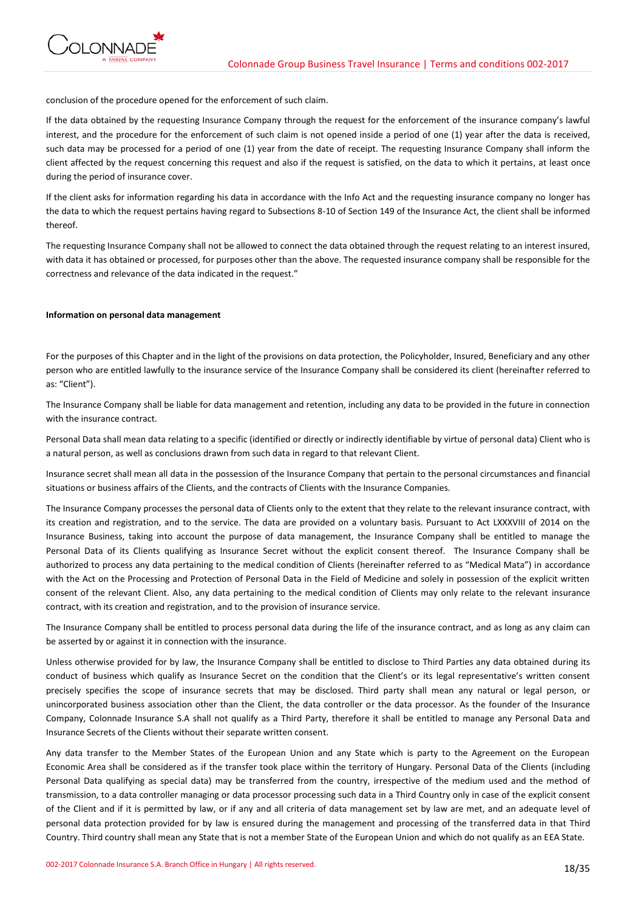conclusion of the procedure opened for the enforcement of such claim.

If the data obtained by the requesting Insurance Company through the request for the enforcement of the insurance company's lawful interest, and the procedure for the enforcement of such claim is not opened inside a period of one (1) year after the data is received, such data may be processed for a period of one (1) year from the date of receipt. The requesting Insurance Company shall inform the client affected by the request concerning this request and also if the request is satisfied, on the data to which it pertains, at least once during the period of insurance cover.

If the client asks for information regarding his data in accordance with the Info Act and the requesting insurance company no longer has the data to which the request pertains having regard to Subsections 8-10 of Section 149 of the Insurance Act, the client shall be informed thereof.

The requesting Insurance Company shall not be allowed to connect the data obtained through the request relating to an interest insured, with data it has obtained or processed, for purposes other than the above. The requested insurance company shall be responsible for the correctness and relevance of the data indicated in the request."

**Information on personal data management**

For the purposes of this Chapter and in the light of the provisions on data protection, the Policyholder, Insured, Beneficiary and any other person who are entitled lawfully to the insurance service of the Insurance Company shall be considered its client (hereinafter referred to as: "Client").

The Insurance Company shall be liable for data management and retention, including any data to be provided in the future in connection with the insurance contract.

Personal Data shall mean data relating to a specific (identified or directly or indirectly identifiable by virtue of personal data) Client who is a natural person, as well as conclusions drawn from such data in regard to that relevant Client.

Insurance secret shall mean all data in the possession of the Insurance Company that pertain to the personal circumstances and financial situations or business affairs of the Clients, and the contracts of Clients with the Insurance Companies.

The Insurance Company processes the personal data of Clients only to the extent that they relate to the relevant insurance contract, with its creation and registration, and to the service. The data are provided on a voluntary basis. Pursuant to Act LXXXVIII of 2014 on the Insurance Business, taking into account the purpose of data management, the Insurance Company shall be entitled to manage the Personal Data of its Clients qualifying as Insurance Secret without the explicit consent thereof. The Insurance Company shall be authorized to process any data pertaining to the medical condition of Clients (hereinafter referred to as "Medical Mata") in accordance with the Act on the Processing and Protection of Personal Data in the Field of Medicine and solely in possession of the explicit written consent of the relevant Client. Also, any data pertaining to the medical condition of Clients may only relate to the relevant insurance contract, with its creation and registration, and to the provision of insurance service.

The Insurance Company shall be entitled to process personal data during the life of the insurance contract, and as long as any claim can be asserted by or against it in connection with the insurance.

Unless otherwise provided for by law, the Insurance Company shall be entitled to disclose to Third Parties any data obtained during its conduct of business which qualify as Insurance Secret on the condition that the Client's or its legal representative's written consent precisely specifies the scope of insurance secrets that may be disclosed. Third party shall mean any natural or legal person, or unincorporated business association other than the Client, the data controller or the data processor. As the founder of the Insurance Company, Colonnade Insurance S.A shall not qualify as a Third Party, therefore it shall be entitled to manage any Personal Data and Insurance Secrets of the Clients without their separate written consent.

Any data transfer to the Member States of the European Union and any State which is party to the Agreement on the European Economic Area shall be considered as if the transfer took place within the territory of Hungary. Personal Data of the Clients (including Personal Data qualifying as special data) may be transferred from the country, irrespective of the medium used and the method of transmission, to a data controller managing or data processor processing such data in a Third Country only in case of the explicit consent of the Client and if it is permitted by law, or if any and all criteria of data management set by law are met, and an adequate level of personal data protection provided for by law is ensured during the management and processing of the transferred data in that Third Country. Third country shall mean any State that is not a member State of the European Union and which do not qualify as an EEA State.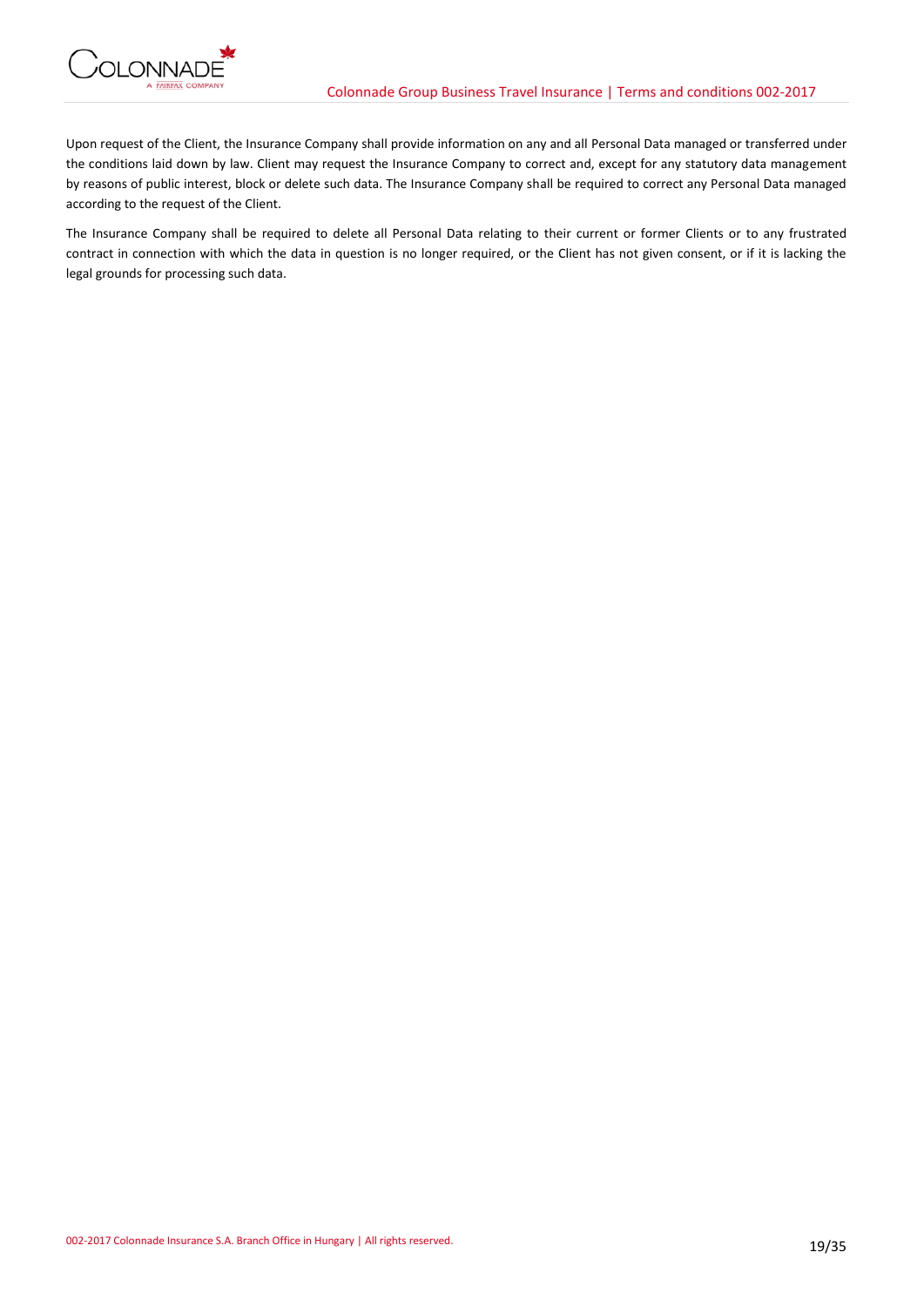Upon request of the Client, the Insurance Company shall provide information on any and all Personal Data managed or transferred under the conditions laid down by law. Client may request the Insurance Company to correct and, except for any statutory data management by reasons of public interest, block or delete such data. The Insurance Company shall be required to correct any Personal Data managed according to the request of the Client.

The Insurance Company shall be required to delete all Personal Data relating to their current or former Clients or to any frustrated contract in connection with which the data in question is no longer required, or the Client has not given consent, or if it is lacking the legal grounds for processing such data.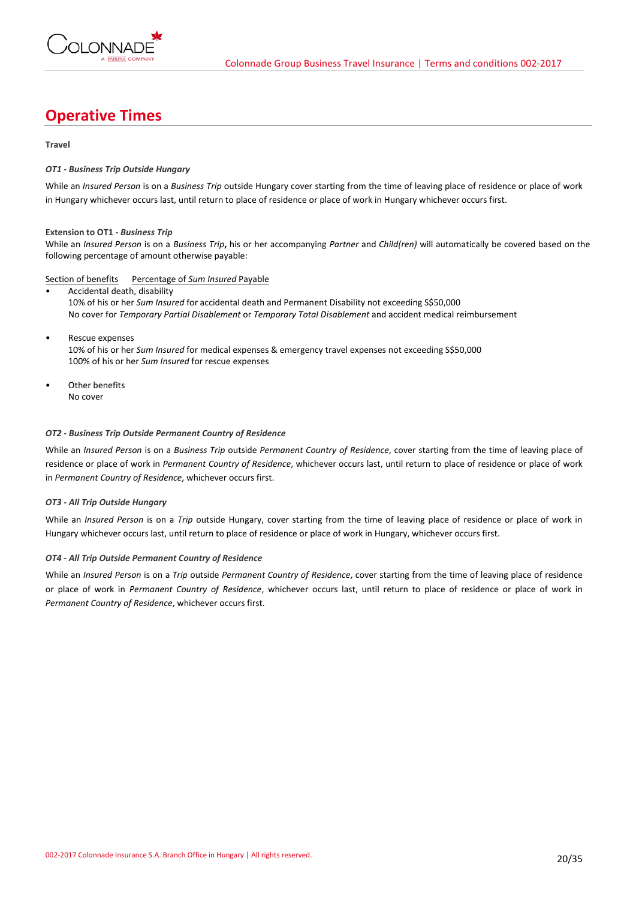# Operative Times

**Travel**

***OT1 - Business Trip Outside Hungary***

While an *Insured Person* is on a *Business Trip* outside Hungary cover starting from the time of leaving place of residence or place of work in Hungary whichever occurs last, until return to place of residence or place of work in Hungary whichever occurs first.

**Extension to OT1 - *Business Trip***

While an *Insured Person* is on a *Business Trip***,** his or her accompanying *Partner* and *Child(ren)* will automatically be covered based on the following percentage of amount otherwise payable:

<u>Section of benefits</u> <u>Percentage of *Sum Insured* Payable</u>

- Accidental death, disability
  10% of his or her *Sum Insured* for accidental death and Permanent Disability not exceeding S$50,000
  No cover for *Temporary Partial Disablement* or *Temporary Total Disablement* and accident medical reimbursement

- Rescue expenses
  10% of his or her *Sum Insured* for medical expenses & emergency travel expenses not exceeding S$50,000
  100% of his or her *Sum Insured* for rescue expenses

- Other benefits
  No cover

***OT2 - Business Trip Outside Permanent Country of Residence***

While an *Insured Person* is on a *Business Trip* outside *Permanent Country of Residence*, cover starting from the time of leaving place of residence or place of work in *Permanent Country of Residence*, whichever occurs last, until return to place of residence or place of work in *Permanent Country of Residence*, whichever occurs first.

***OT3 - All Trip Outside Hungary***

While an *Insured Person* is on a *Trip* outside Hungary, cover starting from the time of leaving place of residence or place of work in Hungary whichever occurs last, until return to place of residence or place of work in Hungary, whichever occurs first.

***OT4 - All Trip Outside Permanent Country of Residence***

While an *Insured Person* is on a *Trip* outside *Permanent Country of Residence*, cover starting from the time of leaving place of residence or place of work in *Permanent Country of Residence*, whichever occurs last, until return to place of residence or place of work in *Permanent Country of Residence*, whichever occurs first.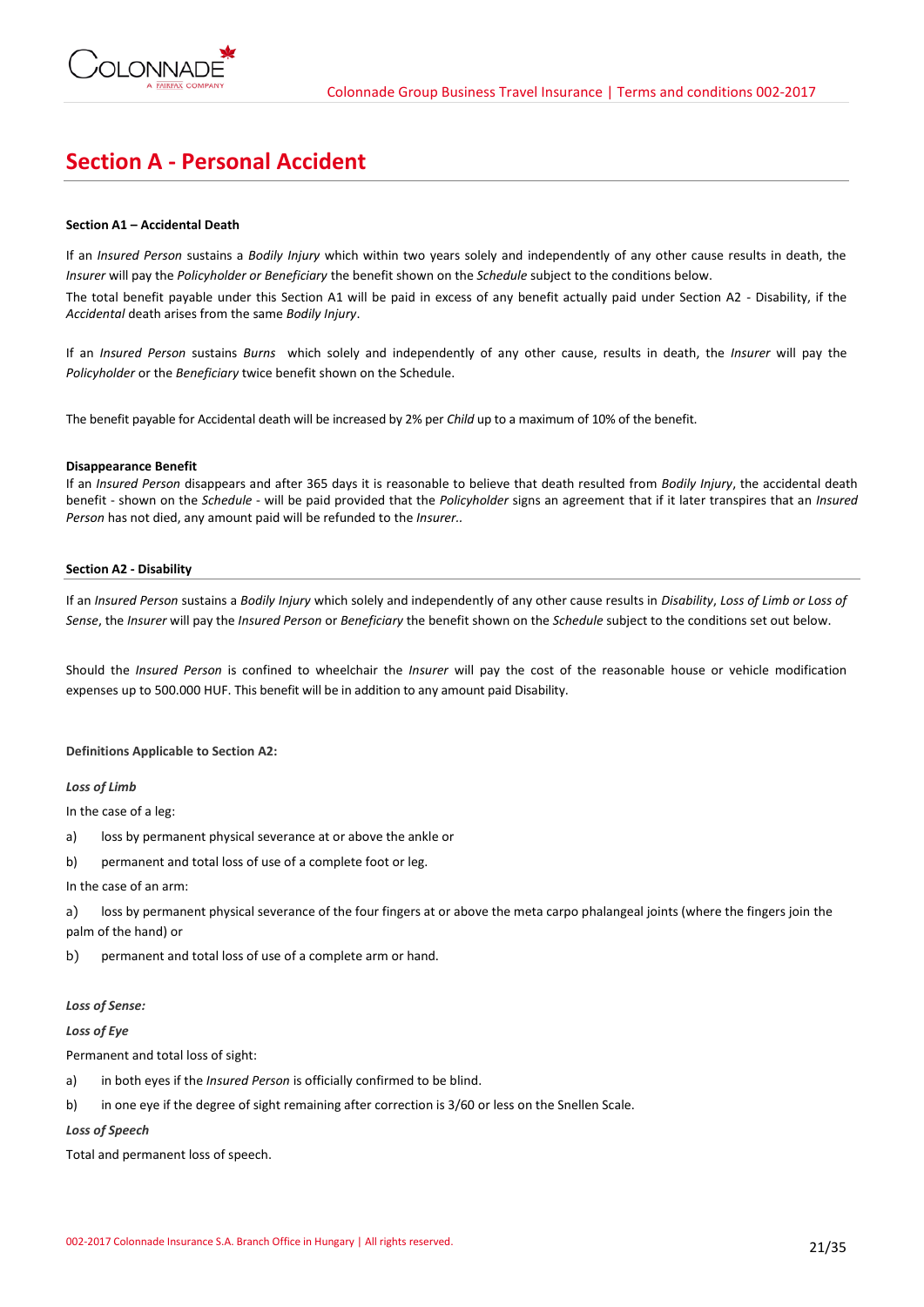# Section A - Personal Accident

**Section A1 – Accidental Death**

If an *Insured Person* sustains a *Bodily Injury* which within two years solely and independently of any other cause results in death, the *Insurer* will pay the *Policyholder or Beneficiary* the benefit shown on the *Schedule* subject to the conditions below.

The total benefit payable under this Section A1 will be paid in excess of any benefit actually paid under Section A2 - Disability, if the *Accidental* death arises from the same *Bodily Injury*.

If an *Insured Person* sustains *Burns* which solely and independently of any other cause, results in death, the *Insurer* will pay the *Policyholder* or the *Beneficiary* twice benefit shown on the Schedule.

The benefit payable for Accidental death will be increased by 2% per *Child* up to a maximum of 10% of the benefit.

**Disappearance Benefit**

If an *Insured Person* disappears and after 365 days it is reasonable to believe that death resulted from *Bodily Injury*, the accidental death benefit - shown on the *Schedule* - will be paid provided that the *Policyholder* signs an agreement that if it later transpires that an *Insured Person* has not died, any amount paid will be refunded to the *Insurer*..

**Section A2 - Disability**

If an *Insured Person* sustains a *Bodily Injury* which solely and independently of any other cause results in *Disability*, *Loss of Limb or Loss of Sense*, the *Insurer* will pay the *Insured Person* or *Beneficiary* the benefit shown on the *Schedule* subject to the conditions set out below.

Should the *Insured Person* is confined to wheelchair the *Insurer* will pay the cost of the reasonable house or vehicle modification expenses up to 500.000 HUF. This benefit will be in addition to any amount paid Disability.

**Definitions Applicable to Section A2:**

***Loss of Limb***

In the case of a leg:

a) loss by permanent physical severance at or above the ankle or

b) permanent and total loss of use of a complete foot or leg.

In the case of an arm:

a) loss by permanent physical severance of the four fingers at or above the meta carpo phalangeal joints (where the fingers join the palm of the hand) or

b) permanent and total loss of use of a complete arm or hand.

***Loss of Sense:***

***Loss of Eye***

Permanent and total loss of sight:

a) in both eyes if the *Insured Person* is officially confirmed to be blind.

b) in one eye if the degree of sight remaining after correction is 3/60 or less on the Snellen Scale.

***Loss of Speech***

Total and permanent loss of speech.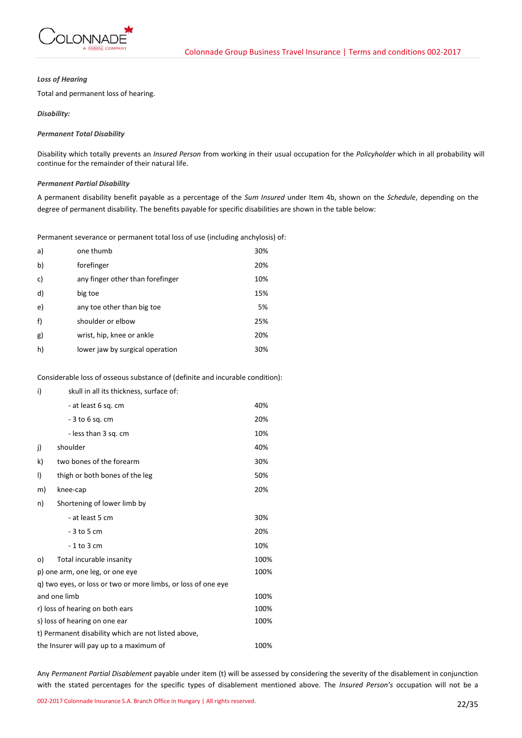*Loss of Hearing*

Total and permanent loss of hearing.

*Disability:*

*Permanent Total Disability*

Disability which totally prevents an *Insured Person* from working in their usual occupation for the *Policyholder* which in all probability will continue for the remainder of their natural life.

*Permanent Partial Disability*

A permanent disability benefit payable as a percentage of the *Sum Insured* under Item 4b, shown on the *Schedule*, depending on the degree of permanent disability. The benefits payable for specific disabilities are shown in the table below:

Permanent severance or permanent total loss of use (including anchylosis) of:

| | | |
|---|---|---|
| a) | one thumb | 30% |
| b) | forefinger | 20% |
| c) | any finger other than forefinger | 10% |
| d) | big toe | 15% |
| e) | any toe other than big toe | 5% |
| f) | shoulder or elbow | 25% |
| g) | wrist, hip, knee or ankle | 20% |
| h) | lower jaw by surgical operation | 30% |

Considerable loss of osseous substance of (definite and incurable condition):

| | | |
|---|---|---|
| i) | skull in all its thickness, surface of: | |
| | - at least 6 sq. cm | 40% |
| | - 3 to 6 sq. cm | 20% |
| | - less than 3 sq. cm | 10% |
| j) | shoulder | 40% |
| k) | two bones of the forearm | 30% |
| l) | thigh or both bones of the leg | 50% |
| m) | knee-cap | 20% |
| n) | Shortening of lower limb by | |
| | - at least 5 cm | 30% |
| | - 3 to 5 cm | 20% |
| | - 1 to 3 cm | 10% |
| o) | Total incurable insanity | 100% |
| p) | one arm, one leg, or one eye | 100% |
| q) | two eyes, or loss or two or more limbs, or loss of one eye and one limb | 100% |
| r) | loss of hearing on both ears | 100% |
| s) | loss of hearing on one ear | 100% |
| t) | Permanent disability which are not listed above, the Insurer will pay up to a maximum of | 100% |

Any *Permanent Partial Disablement* payable under item (t) will be assessed by considering the severity of the disablement in conjunction with the stated percentages for the specific types of disablement mentioned above. The *Insured Person's* occupation will not be a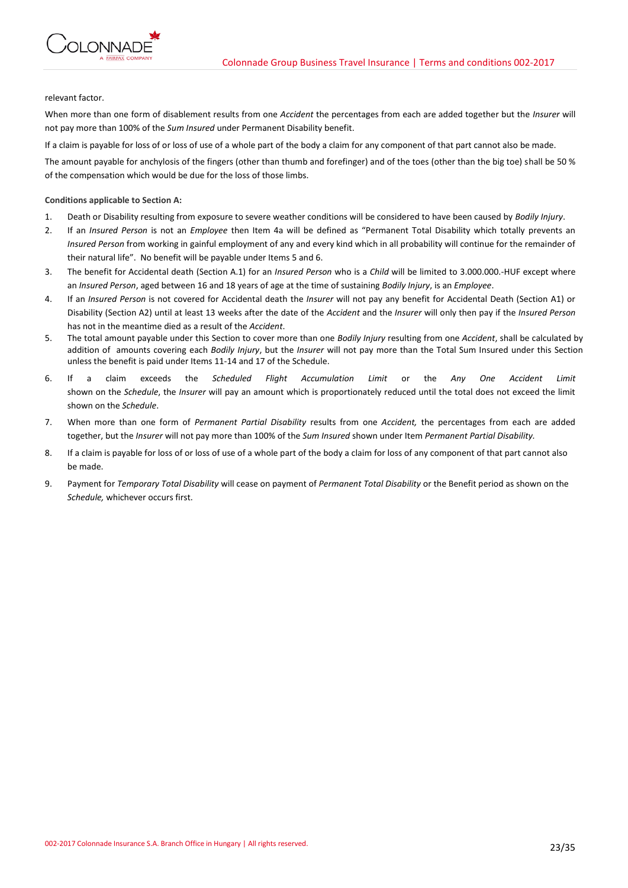relevant factor.

When more than one form of disablement results from one *Accident* the percentages from each are added together but the *Insurer* will not pay more than 100% of the *Sum Insured* under Permanent Disability benefit.

If a claim is payable for loss of or loss of use of a whole part of the body a claim for any component of that part cannot also be made.

The amount payable for anchylosis of the fingers (other than thumb and forefinger) and of the toes (other than the big toe) shall be 50 % of the compensation which would be due for the loss of those limbs.

**Conditions applicable to Section A:**

1. Death or Disability resulting from exposure to severe weather conditions will be considered to have been caused by *Bodily Injury*.
2. If an *Insured Person* is not an *Employee* then Item 4a will be defined as "Permanent Total Disability which totally prevents an *Insured Person* from working in gainful employment of any and every kind which in all probability will continue for the remainder of their natural life". No benefit will be payable under Items 5 and 6.
3. The benefit for Accidental death (Section A.1) for an *Insured Person* who is a *Child* will be limited to 3.000.000.-HUF except where an *Insured Person*, aged between 16 and 18 years of age at the time of sustaining *Bodily Injury*, is an *Employee*.
4. If an *Insured Person* is not covered for Accidental death the *Insurer* will not pay any benefit for Accidental Death (Section A1) or Disability (Section A2) until at least 13 weeks after the date of the *Accident* and the *Insurer* will only then pay if the *Insured Person* has not in the meantime died as a result of the *Accident*.
5. The total amount payable under this Section to cover more than one *Bodily Injury* resulting from one *Accident*, shall be calculated by addition of amounts covering each *Bodily Injury*, but the *Insurer* will not pay more than the Total Sum Insured under this Section unless the benefit is paid under Items 11-14 and 17 of the Schedule.
6. If a claim exceeds the *Scheduled Flight Accumulation Limit* or the *Any One Accident Limit* shown on the *Schedule*, the *Insurer* will pay an amount which is proportionately reduced until the total does not exceed the limit shown on the *Schedule*.
7. When more than one form of *Permanent Partial Disability* results from one *Accident,* the percentages from each are added together, but the *Insurer* will not pay more than 100% of the *Sum Insured* shown under Item *Permanent Partial Disability.*
8. If a claim is payable for loss of or loss of use of a whole part of the body a claim for loss of any component of that part cannot also be made.
9. Payment for *Temporary Total Disability* will cease on payment of *Permanent Total Disability* or the Benefit period as shown on the *Schedule,* whichever occurs first.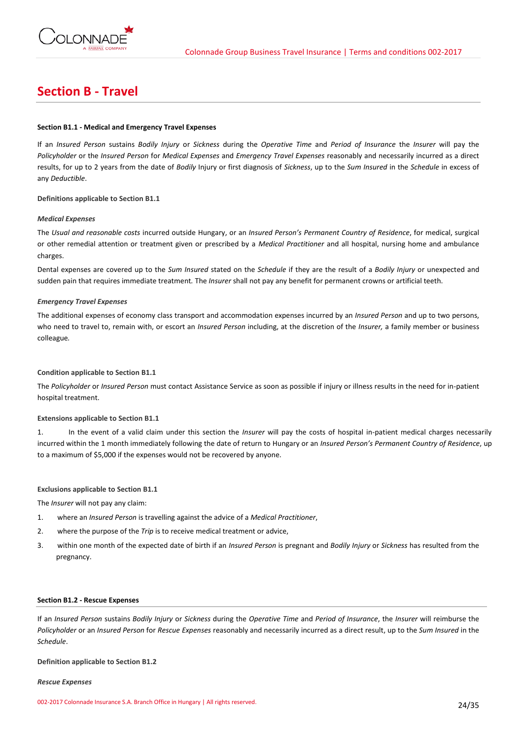# Section B - Travel

**Section B1.1 - Medical and Emergency Travel Expenses**

If an *Insured Person* sustains *Bodily Injury* or *Sickness* during the *Operative Time* and *Period of Insurance* the *Insurer* will pay the *Policyholder* or the *Insured Person* for *Medical Expenses* and *Emergency Travel Expenses* reasonably and necessarily incurred as a direct results, for up to 2 years from the date of *Bodily* Injury or first diagnosis of *Sickness*, up to the *Sum Insured* in the *Schedule* in excess of any *Deductible*.

**Definitions applicable to Section B1.1**

***Medical Expenses***

The *Usual and reasonable costs* incurred outside Hungary, or an *Insured Person's Permanent Country of Residence*, for medical, surgical or other remedial attention or treatment given or prescribed by a *Medical Practitioner* and all hospital, nursing home and ambulance charges.

Dental expenses are covered up to the *Sum Insured* stated on the *Schedule* if they are the result of a *Bodily Injury* or unexpected and sudden pain that requires immediate treatment. The *Insurer* shall not pay any benefit for permanent crowns or artificial teeth.

***Emergency Travel Expenses***

The additional expenses of economy class transport and accommodation expenses incurred by an *Insured Person* and up to two persons, who need to travel to, remain with, or escort an *Insured Person* including, at the discretion of the *Insurer,* a family member or business colleague.

**Condition applicable to Section B1.1**

The *Policyholder* or *Insured Person* must contact Assistance Service as soon as possible if injury or illness results in the need for in-patient hospital treatment.

**Extensions applicable to Section B1.1**

1. In the event of a valid claim under this section the *Insurer* will pay the costs of hospital in-patient medical charges necessarily incurred within the 1 month immediately following the date of return to Hungary or an *Insured Person's Permanent Country of Residence*, up to a maximum of $5,000 if the expenses would not be recovered by anyone.

**Exclusions applicable to Section B1.1**

The *Insurer* will not pay any claim:

1. where an *Insured Person* is travelling against the advice of a *Medical Practitioner*,
2. where the purpose of the *Trip* is to receive medical treatment or advice,
3. within one month of the expected date of birth if an *Insured Person* is pregnant and *Bodily Injury* or *Sickness* has resulted from the pregnancy.

**Section B1.2 - Rescue Expenses**

If an *Insured Person* sustains *Bodily Injury* or *Sickness* during the *Operative Time* and *Period of Insurance*, the *Insurer* will reimburse the *Policyholder* or an *Insured Person* for *Rescue Expenses* reasonably and necessarily incurred as a direct result, up to the *Sum Insured* in the *Schedule*.

**Definition applicable to Section B1.2**

***Rescue Expenses***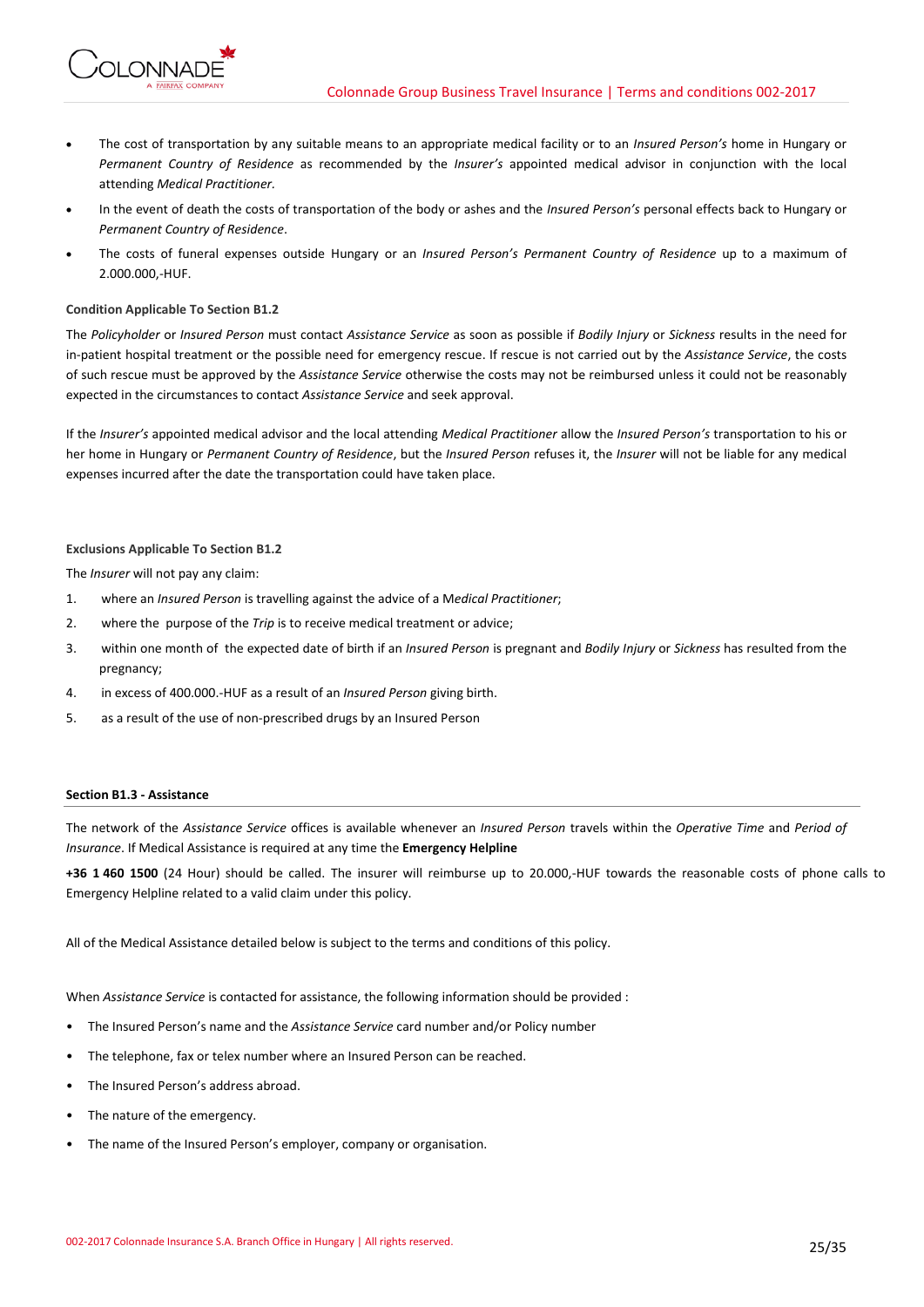- The cost of transportation by any suitable means to an appropriate medical facility or to an *Insured Person's* home in Hungary or *Permanent Country of Residence* as recommended by the *Insurer's* appointed medical advisor in conjunction with the local attending *Medical Practitioner.*
- In the event of death the costs of transportation of the body or ashes and the *Insured Person's* personal effects back to Hungary or *Permanent Country of Residence*.
- The costs of funeral expenses outside Hungary or an *Insured Person's Permanent Country of Residence* up to a maximum of 2.000.000,-HUF.

**Condition Applicable To Section B1.2**

The *Policyholder* or *Insured Person* must contact *Assistance Service* as soon as possible if *Bodily Injury* or *Sickness* results in the need for in-patient hospital treatment or the possible need for emergency rescue. If rescue is not carried out by the *Assistance Service*, the costs of such rescue must be approved by the *Assistance Service* otherwise the costs may not be reimbursed unless it could not be reasonably expected in the circumstances to contact *Assistance Service* and seek approval.

If the *Insurer's* appointed medical advisor and the local attending *Medical Practitioner* allow the *Insured Person's* transportation to his or her home in Hungary or *Permanent Country of Residence*, but the *Insured Person* refuses it, the *Insurer* will not be liable for any medical expenses incurred after the date the transportation could have taken place.

**Exclusions Applicable To Section B1.2**

The *Insurer* will not pay any claim:

1. where an *Insured Person* is travelling against the advice of a M*edical Practitioner*;
2. where the purpose of the *Trip* is to receive medical treatment or advice;
3. within one month of the expected date of birth if an *Insured Person* is pregnant and *Bodily Injury* or *Sickness* has resulted from the pregnancy;
4. in excess of 400.000.-HUF as a result of an *Insured Person* giving birth.
5. as a result of the use of non-prescribed drugs by an Insured Person

**Section B1.3 - Assistance**

The network of the *Assistance Service* offices is available whenever an *Insured Person* travels within the *Operative Time* and *Period of Insurance*. If Medical Assistance is required at any time the **Emergency Helpline**

**+36 1 460 1500** (24 Hour) should be called. The insurer will reimburse up to 20.000,-HUF towards the reasonable costs of phone calls to Emergency Helpline related to a valid claim under this policy.

All of the Medical Assistance detailed below is subject to the terms and conditions of this policy.

When *Assistance Service* is contacted for assistance, the following information should be provided :

- The Insured Person's name and the *Assistance Service* card number and/or Policy number
- The telephone, fax or telex number where an Insured Person can be reached.
- The Insured Person's address abroad.
- The nature of the emergency.
- The name of the Insured Person's employer, company or organisation.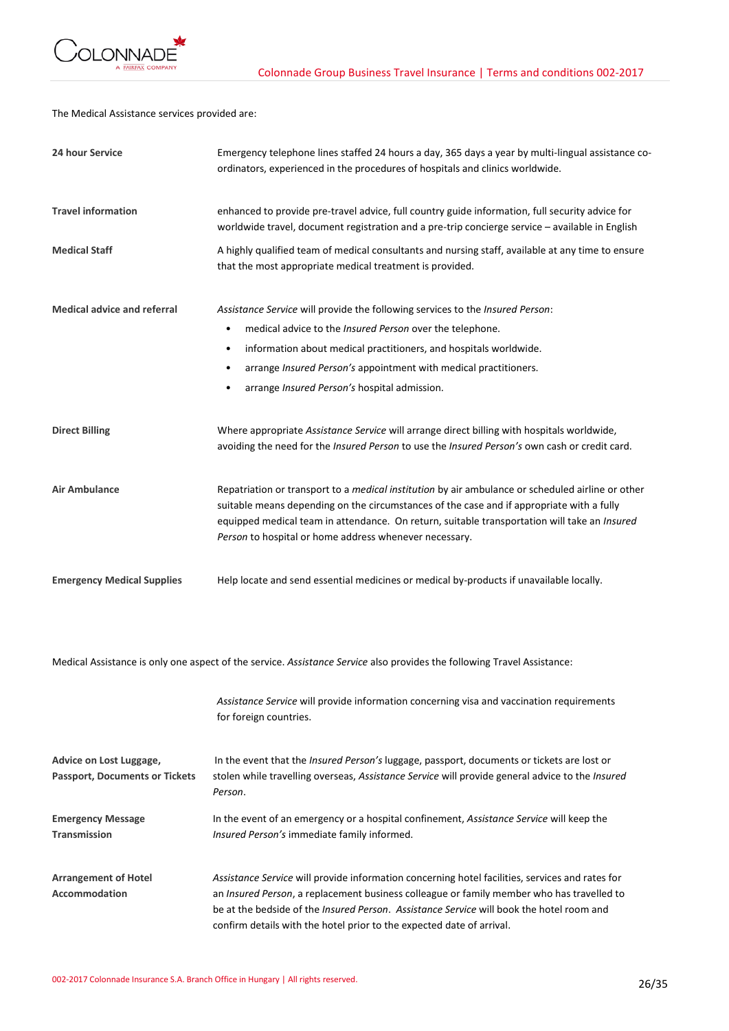The Medical Assistance services provided are:

| | |
|---|---|
| **24 hour Service** | Emergency telephone lines staffed 24 hours a day, 365 days a year by multi-lingual assistance co-ordinators, experienced in the procedures of hospitals and clinics worldwide. |
| **Travel information** | enhanced to provide pre-travel advice, full country guide information, full security advice for worldwide travel, document registration and a pre-trip concierge service – available in English |
| **Medical Staff** | A highly qualified team of medical consultants and nursing staff, available at any time to ensure that the most appropriate medical treatment is provided. |
| **Medical advice and referral** | *Assistance Service* will provide the following services to the *Insured Person*:<br>• medical advice to the *Insured Person* over the telephone.<br>• information about medical practitioners, and hospitals worldwide.<br>• arrange *Insured Person's* appointment with medical practitioners.<br>• arrange *Insured Person's* hospital admission. |
| **Direct Billing** | Where appropriate *Assistance Service* will arrange direct billing with hospitals worldwide, avoiding the need for the *Insured Person* to use the *Insured Person's* own cash or credit card. |
| **Air Ambulance** | Repatriation or transport to a *medical institution* by air ambulance or scheduled airline or other suitable means depending on the circumstances of the case and if appropriate with a fully equipped medical team in attendance. On return, suitable transportation will take an *Insured Person* to hospital or home address whenever necessary. |
| **Emergency Medical Supplies** | Help locate and send essential medicines or medical by-products if unavailable locally. |

Medical Assistance is only one aspect of the service. *Assistance Service* also provides the following Travel Assistance:

| | |
|---|---|
| | *Assistance Service* will provide information concerning visa and vaccination requirements for foreign countries. |
| **Advice on Lost Luggage, Passport, Documents or Tickets** | In the event that the *Insured Person's* luggage, passport, documents or tickets are lost or stolen while travelling overseas, *Assistance Service* will provide general advice to the *Insured Person*. |
| **Emergency Message Transmission** | In the event of an emergency or a hospital confinement, *Assistance Service* will keep the *Insured Person's* immediate family informed. |
| **Arrangement of Hotel Accommodation** | *Assistance Service* will provide information concerning hotel facilities, services and rates for an *Insured Person*, a replacement business colleague or family member who has travelled to be at the bedside of the *Insured Person*. *Assistance Service* will book the hotel room and confirm details with the hotel prior to the expected date of arrival. |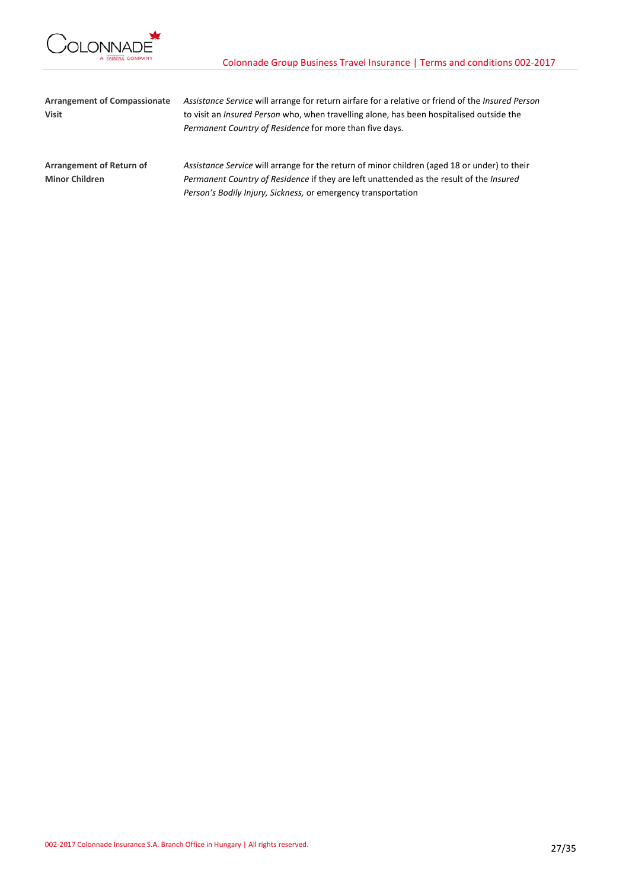| | |
|---|---|
| **Arrangement of Compassionate Visit** | *Assistance Service* will arrange for return airfare for a relative or friend of the *Insured Person* to visit an *Insured Person* who, when travelling alone, has been hospitalised outside the *Permanent Country of Residence* for more than five days. |
| **Arrangement of Return of Minor Children** | *Assistance Service* will arrange for the return of minor children (aged 18 or under) to their *Permanent Country of Residence* if they are left unattended as the result of the *Insured Person's Bodily Injury, Sickness,* or emergency transportation |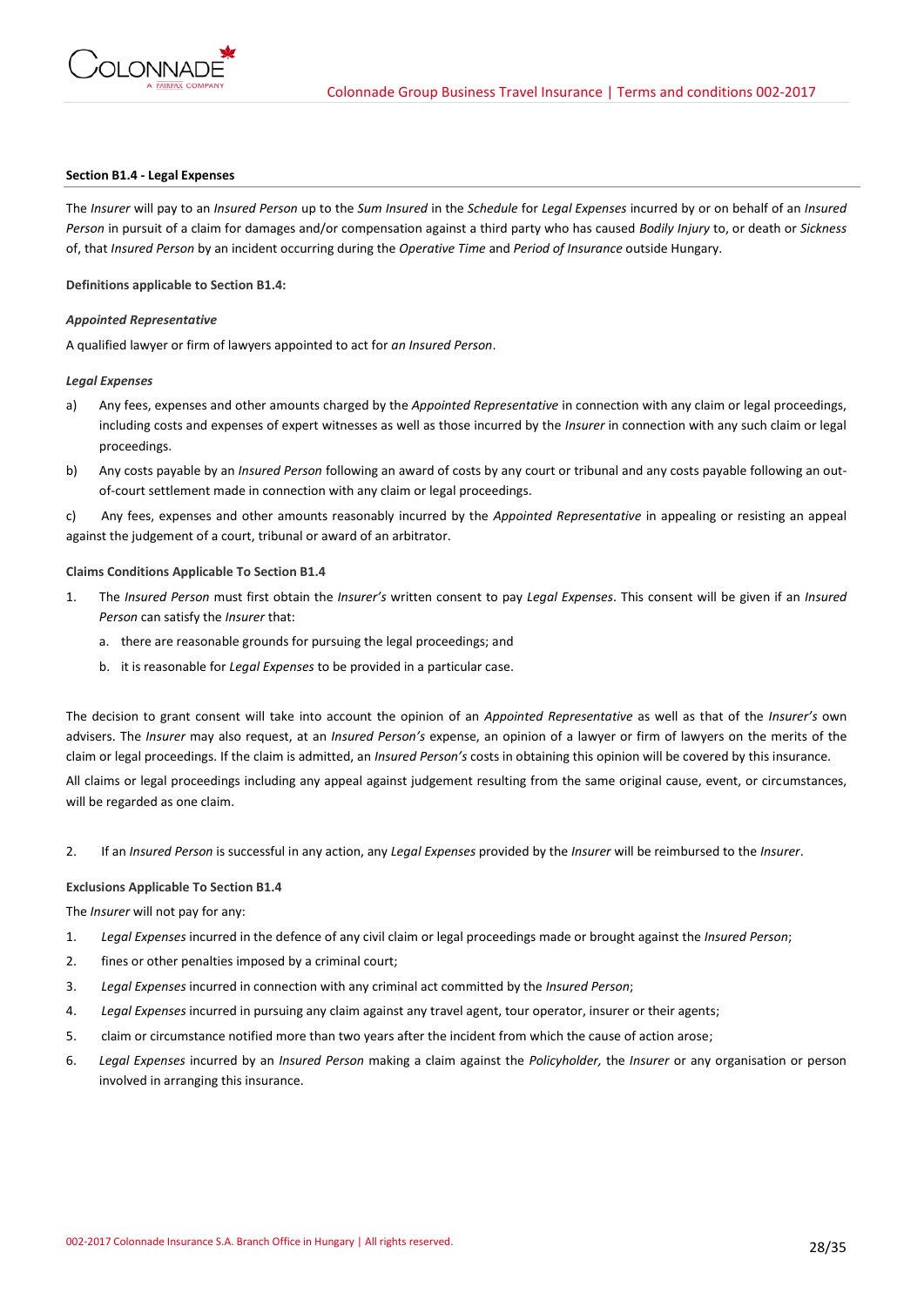### Section B1.4 - Legal Expenses

The *Insurer* will pay to an *Insured Person* up to the *Sum Insured* in the *Schedule* for *Legal Expenses* incurred by or on behalf of an *Insured Person* in pursuit of a claim for damages and/or compensation against a third party who has caused *Bodily Injury* to, or death or *Sickness* of, that *Insured Person* by an incident occurring during the *Operative Time* and *Period of Insurance* outside Hungary.

**Definitions applicable to Section B1.4:**

***Appointed Representative***

A qualified lawyer or firm of lawyers appointed to act for *an Insured Person*.

***Legal Expenses***

a) Any fees, expenses and other amounts charged by the *Appointed Representative* in connection with any claim or legal proceedings, including costs and expenses of expert witnesses as well as those incurred by the *Insurer* in connection with any such claim or legal proceedings.

b) Any costs payable by an *Insured Person* following an award of costs by any court or tribunal and any costs payable following an out-of-court settlement made in connection with any claim or legal proceedings.

c) Any fees, expenses and other amounts reasonably incurred by the *Appointed Representative* in appealing or resisting an appeal against the judgement of a court, tribunal or award of an arbitrator.

**Claims Conditions Applicable To Section B1.4**

1. The *Insured Person* must first obtain the *Insurer's* written consent to pay *Legal Expenses*. This consent will be given if an *Insured Person* can satisfy the *Insurer* that:
   a. there are reasonable grounds for pursuing the legal proceedings; and
   b. it is reasonable for *Legal Expenses* to be provided in a particular case.

The decision to grant consent will take into account the opinion of an *Appointed Representative* as well as that of the *Insurer's* own advisers. The *Insurer* may also request, at an *Insured Person's* expense, an opinion of a lawyer or firm of lawyers on the merits of the claim or legal proceedings. If the claim is admitted, an *Insured Person's* costs in obtaining this opinion will be covered by this insurance.

All claims or legal proceedings including any appeal against judgement resulting from the same original cause, event, or circumstances, will be regarded as one claim.

2. If an *Insured Person* is successful in any action, any *Legal Expenses* provided by the *Insurer* will be reimbursed to the *Insurer*.

**Exclusions Applicable To Section B1.4**

The *Insurer* will not pay for any:

1. *Legal Expenses* incurred in the defence of any civil claim or legal proceedings made or brought against the *Insured Person*;
2. fines or other penalties imposed by a criminal court;
3. *Legal Expenses* incurred in connection with any criminal act committed by the *Insured Person*;
4. *Legal Expenses* incurred in pursuing any claim against any travel agent, tour operator, insurer or their agents;
5. claim or circumstance notified more than two years after the incident from which the cause of action arose;
6. *Legal Expenses* incurred by an *Insured Person* making a claim against the *Policyholder,* the *Insurer* or any organisation or person involved in arranging this insurance.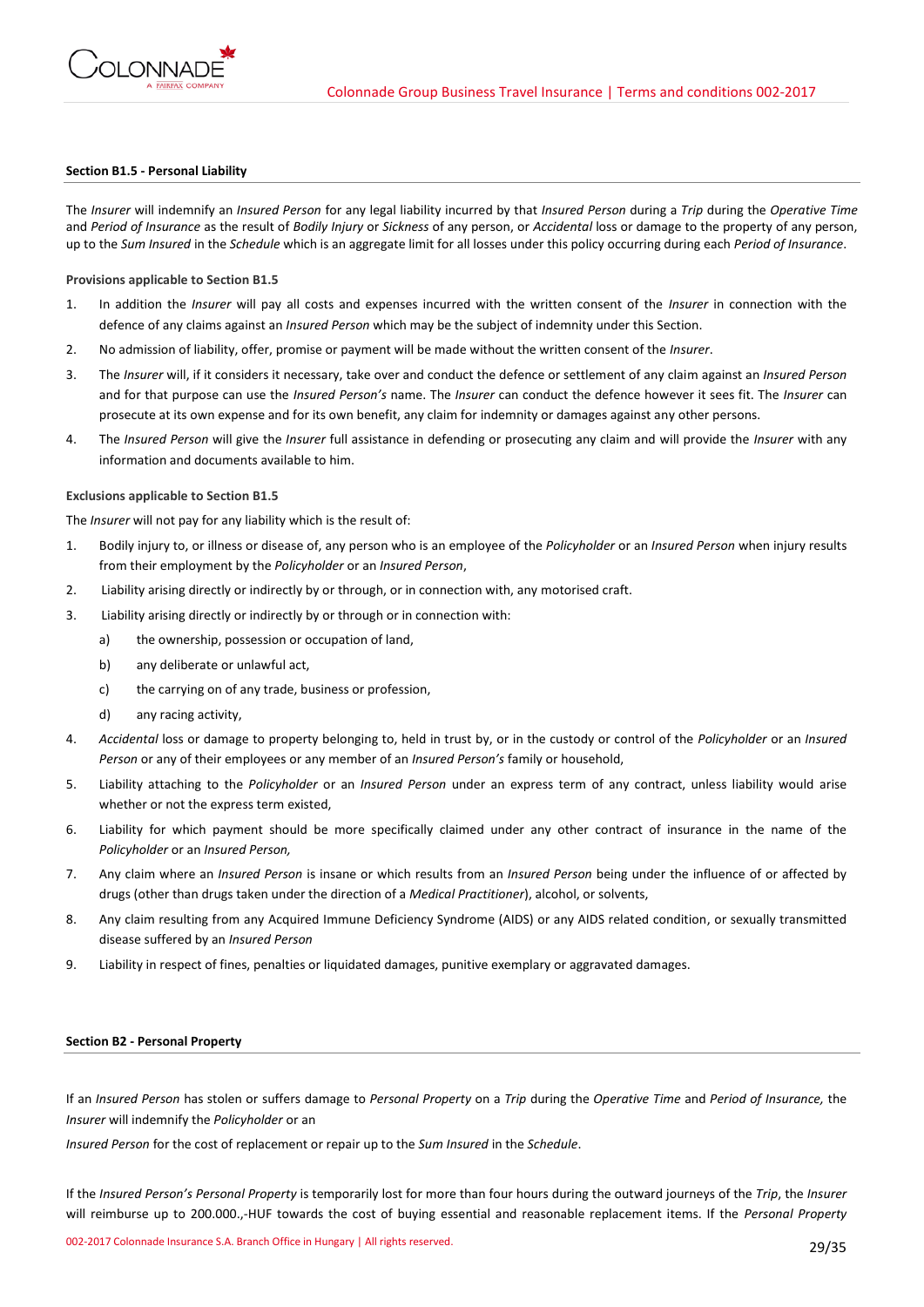**Section B1.5 - Personal Liability**

The *Insurer* will indemnify an *Insured Person* for any legal liability incurred by that *Insured Person* during a *Trip* during the *Operative Time* and *Period of Insurance* as the result of *Bodily Injury* or *Sickness* of any person, or *Accidental* loss or damage to the property of any person, up to the *Sum Insured* in the *Schedule* which is an aggregate limit for all losses under this policy occurring during each *Period of Insurance*.

**Provisions applicable to Section B1.5**

1. In addition the *Insurer* will pay all costs and expenses incurred with the written consent of the *Insurer* in connection with the defence of any claims against an *Insured Person* which may be the subject of indemnity under this Section.
2. No admission of liability, offer, promise or payment will be made without the written consent of the *Insurer*.
3. The *Insurer* will, if it considers it necessary, take over and conduct the defence or settlement of any claim against an *Insured Person* and for that purpose can use the *Insured Person's* name. The *Insurer* can conduct the defence however it sees fit. The *Insurer* can prosecute at its own expense and for its own benefit, any claim for indemnity or damages against any other persons.
4. The *Insured Person* will give the *Insurer* full assistance in defending or prosecuting any claim and will provide the *Insurer* with any information and documents available to him.

**Exclusions applicable to Section B1.5**

The *Insurer* will not pay for any liability which is the result of:

1. Bodily injury to, or illness or disease of, any person who is an employee of the *Policyholder* or an *Insured Person* when injury results from their employment by the *Policyholder* or an *Insured Person*,
2. Liability arising directly or indirectly by or through, or in connection with, any motorised craft.
3. Liability arising directly or indirectly by or through or in connection with:
   a) the ownership, possession or occupation of land,
   b) any deliberate or unlawful act,
   c) the carrying on of any trade, business or profession,
   d) any racing activity,
4. *Accidental* loss or damage to property belonging to, held in trust by, or in the custody or control of the *Policyholder* or an *Insured Person* or any of their employees or any member of an *Insured Person's* family or household,
5. Liability attaching to the *Policyholder* or an *Insured Person* under an express term of any contract, unless liability would arise whether or not the express term existed,
6. Liability for which payment should be more specifically claimed under any other contract of insurance in the name of the *Policyholder* or an *Insured Person,*
7. Any claim where an *Insured Person* is insane or which results from an *Insured Person* being under the influence of or affected by drugs (other than drugs taken under the direction of a *Medical Practitioner*), alcohol, or solvents,
8. Any claim resulting from any Acquired Immune Deficiency Syndrome (AIDS) or any AIDS related condition, or sexually transmitted disease suffered by an *Insured Person*
9. Liability in respect of fines, penalties or liquidated damages, punitive exemplary or aggravated damages.

**Section B2 - Personal Property**

If an *Insured Person* has stolen or suffers damage to *Personal Property* on a *Trip* during the *Operative Time* and *Period of Insurance,* the *Insurer* will indemnify the *Policyholder* or an

*Insured Person* for the cost of replacement or repair up to the *Sum Insured* in the *Schedule*.

If the *Insured Person's Personal Property* is temporarily lost for more than four hours during the outward journeys of the *Trip*, the *Insurer* will reimburse up to 200.000.,-HUF towards the cost of buying essential and reasonable replacement items. If the *Personal Property*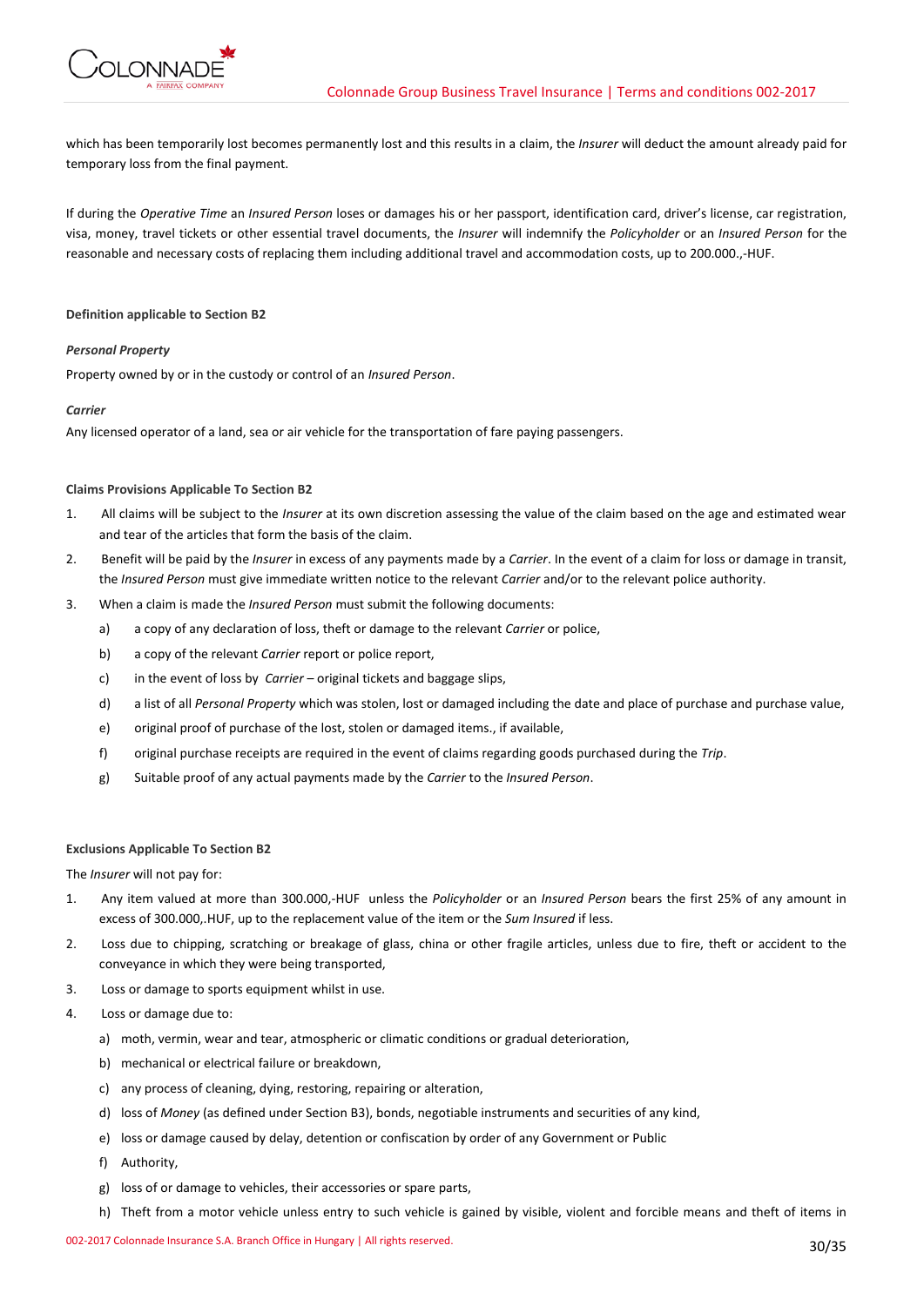which has been temporarily lost becomes permanently lost and this results in a claim, the *Insurer* will deduct the amount already paid for temporary loss from the final payment.

If during the *Operative Time* an *Insured Person* loses or damages his or her passport, identification card, driver's license, car registration, visa, money, travel tickets or other essential travel documents, the *Insurer* will indemnify the *Policyholder* or an *Insured Person* for the reasonable and necessary costs of replacing them including additional travel and accommodation costs, up to 200.000.,-HUF.

**Definition applicable to Section B2**

***Personal Property***

Property owned by or in the custody or control of an *Insured Person*.

***Carrier***

Any licensed operator of a land, sea or air vehicle for the transportation of fare paying passengers.

**Claims Provisions Applicable To Section B2**

1. All claims will be subject to the *Insurer* at its own discretion assessing the value of the claim based on the age and estimated wear and tear of the articles that form the basis of the claim.
2. Benefit will be paid by the *Insurer* in excess of any payments made by a *Carrier*. In the event of a claim for loss or damage in transit, the *Insured Person* must give immediate written notice to the relevant *Carrier* and/or to the relevant police authority.
3. When a claim is made the *Insured Person* must submit the following documents:
   a) a copy of any declaration of loss, theft or damage to the relevant *Carrier* or police,
   b) a copy of the relevant *Carrier* report or police report,
   c) in the event of loss by *Carrier* – original tickets and baggage slips,
   d) a list of all *Personal Property* which was stolen, lost or damaged including the date and place of purchase and purchase value,
   e) original proof of purchase of the lost, stolen or damaged items., if available,
   f) original purchase receipts are required in the event of claims regarding goods purchased during the *Trip*.
   g) Suitable proof of any actual payments made by the *Carrier* to the *Insured Person*.

**Exclusions Applicable To Section B2**

The *Insurer* will not pay for:

1. Any item valued at more than 300.000,-HUF unless the *Policyholder* or an *Insured Person* bears the first 25% of any amount in excess of 300.000,.HUF, up to the replacement value of the item or the *Sum Insured* if less.
2. Loss due to chipping, scratching or breakage of glass, china or other fragile articles, unless due to fire, theft or accident to the conveyance in which they were being transported,
3. Loss or damage to sports equipment whilst in use.
4. Loss or damage due to:
   a) moth, vermin, wear and tear, atmospheric or climatic conditions or gradual deterioration,
   b) mechanical or electrical failure or breakdown,
   c) any process of cleaning, dying, restoring, repairing or alteration,
   d) loss of *Money* (as defined under Section B3), bonds, negotiable instruments and securities of any kind,
   e) loss or damage caused by delay, detention or confiscation by order of any Government or Public
   f) Authority,
   g) loss of or damage to vehicles, their accessories or spare parts,
   h) Theft from a motor vehicle unless entry to such vehicle is gained by visible, violent and forcible means and theft of items in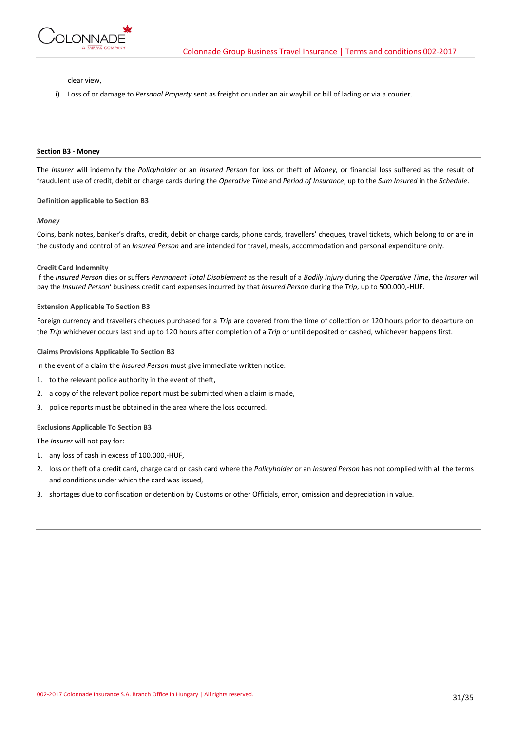clear view,

i) Loss of or damage to *Personal Property* sent as freight or under an air waybill or bill of lading or via a courier.

#### Section B3 - Money

The *Insurer* will indemnify the *Policyholder* or an *Insured Person* for loss or theft of *Money,* or financial loss suffered as the result of fraudulent use of credit, debit or charge cards during the *Operative Time* and *Period of Insurance*, up to the *Sum Insured* in the *Schedule*.

**Definition applicable to Section B3**

***Money***

Coins, bank notes, banker's drafts, credit, debit or charge cards, phone cards, travellers' cheques, travel tickets, which belong to or are in the custody and control of an *Insured Person* and are intended for travel, meals, accommodation and personal expenditure only.

**Credit Card Indemnity**

If the *Insured Person* dies or suffers *Permanent Total Disablement* as the result of a *Bodily Injury* during the *Operative Time*, the *Insurer* will pay the *Insured Person*' business credit card expenses incurred by that *Insured Person* during the *Trip*, up to 500.000,-HUF.

**Extension Applicable To Section B3**

Foreign currency and travellers cheques purchased for a *Trip* are covered from the time of collection or 120 hours prior to departure on the *Trip* whichever occurs last and up to 120 hours after completion of a *Trip* or until deposited or cashed, whichever happens first.

**Claims Provisions Applicable To Section B3**

In the event of a claim the *Insured Person* must give immediate written notice:

1. to the relevant police authority in the event of theft,
2. a copy of the relevant police report must be submitted when a claim is made,
3. police reports must be obtained in the area where the loss occurred.

**Exclusions Applicable To Section B3**

The *Insurer* will not pay for:

1. any loss of cash in excess of 100.000,-HUF,
2. loss or theft of a credit card, charge card or cash card where the *Policyholder* or an *Insured Person* has not complied with all the terms and conditions under which the card was issued,
3. shortages due to confiscation or detention by Customs or other Officials, error, omission and depreciation in value.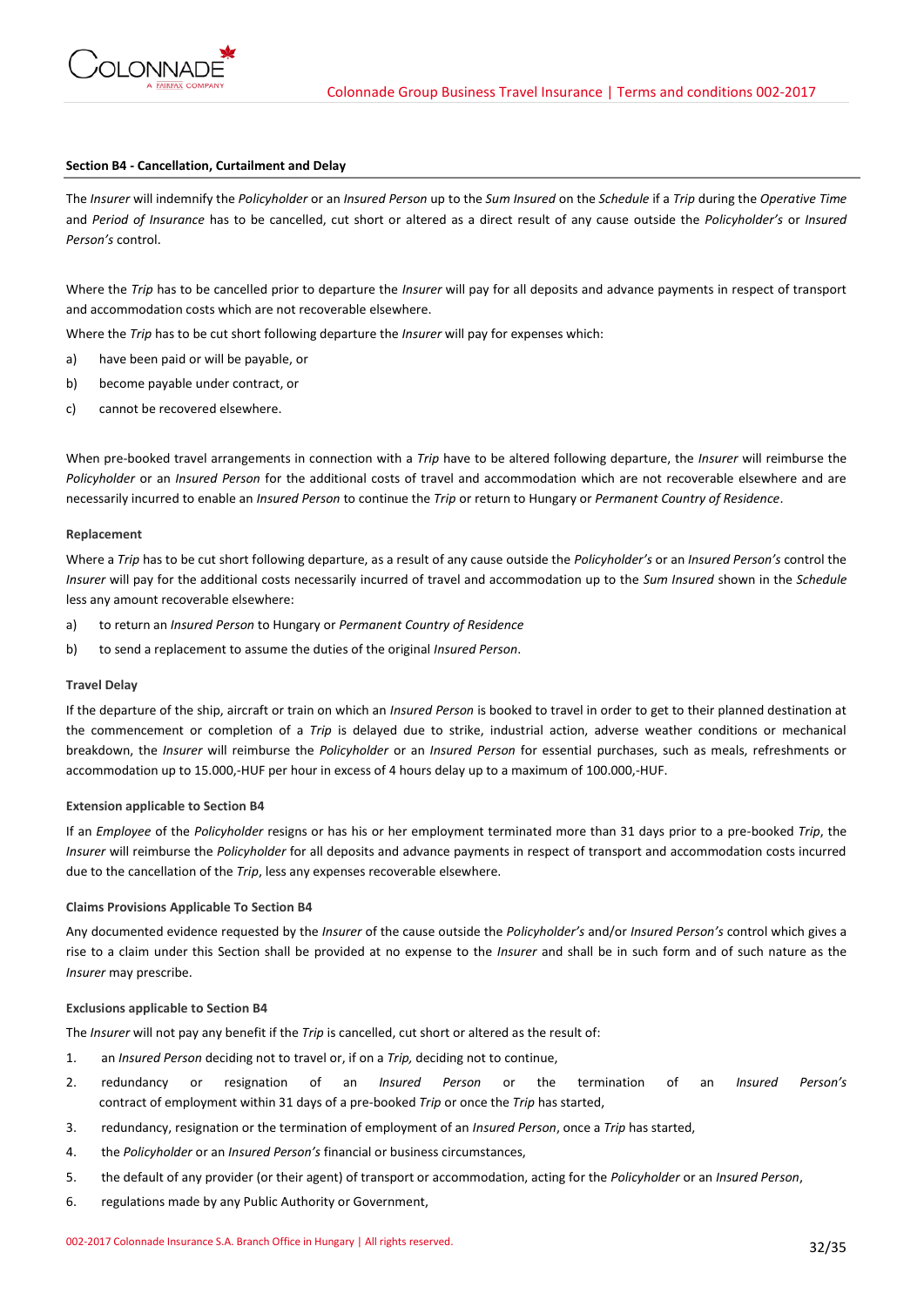### Section B4 - Cancellation, Curtailment and Delay

The *Insurer* will indemnify the *Policyholder* or an *Insured Person* up to the *Sum Insured* on the *Schedule* if a *Trip* during the *Operative Time* and *Period of Insurance* has to be cancelled, cut short or altered as a direct result of any cause outside the *Policyholder's* or *Insured Person's* control.

Where the *Trip* has to be cancelled prior to departure the *Insurer* will pay for all deposits and advance payments in respect of transport and accommodation costs which are not recoverable elsewhere.

Where the *Trip* has to be cut short following departure the *Insurer* will pay for expenses which:

a) have been paid or will be payable, or
b) become payable under contract, or
c) cannot be recovered elsewhere.

When pre-booked travel arrangements in connection with a *Trip* have to be altered following departure, the *Insurer* will reimburse the *Policyholder* or an *Insured Person* for the additional costs of travel and accommodation which are not recoverable elsewhere and are necessarily incurred to enable an *Insured Person* to continue the *Trip* or return to Hungary or *Permanent Country of Residence*.

#### Replacement

Where a *Trip* has to be cut short following departure, as a result of any cause outside the *Policyholder's* or an *Insured Person's* control the *Insurer* will pay for the additional costs necessarily incurred of travel and accommodation up to the *Sum Insured* shown in the *Schedule* less any amount recoverable elsewhere:

a) to return an *Insured Person* to Hungary or *Permanent Country of Residence*
b) to send a replacement to assume the duties of the original *Insured Person*.

#### Travel Delay

If the departure of the ship, aircraft or train on which an *Insured Person* is booked to travel in order to get to their planned destination at the commencement or completion of a *Trip* is delayed due to strike, industrial action, adverse weather conditions or mechanical breakdown, the *Insurer* will reimburse the *Policyholder* or an *Insured Person* for essential purchases, such as meals, refreshments or accommodation up to 15.000,-HUF per hour in excess of 4 hours delay up to a maximum of 100.000,-HUF.

#### Extension applicable to Section B4

If an *Employee* of the *Policyholder* resigns or has his or her employment terminated more than 31 days prior to a pre-booked *Trip*, the *Insurer* will reimburse the *Policyholder* for all deposits and advance payments in respect of transport and accommodation costs incurred due to the cancellation of the *Trip*, less any expenses recoverable elsewhere.

#### Claims Provisions Applicable To Section B4

Any documented evidence requested by the *Insurer* of the cause outside the *Policyholder's* and/or *Insured Person's* control which gives a rise to a claim under this Section shall be provided at no expense to the *Insurer* and shall be in such form and of such nature as the *Insurer* may prescribe.

#### Exclusions applicable to Section B4

The *Insurer* will not pay any benefit if the *Trip* is cancelled, cut short or altered as the result of:

1. an *Insured Person* deciding not to travel or, if on a *Trip,* deciding not to continue,
2. redundancy or resignation of an *Insured Person* or the termination of an *Insured Person's* contract of employment within 31 days of a pre-booked *Trip* or once the *Trip* has started,
3. redundancy, resignation or the termination of employment of an *Insured Person*, once a *Trip* has started,
4. the *Policyholder* or an *Insured Person's* financial or business circumstances,
5. the default of any provider (or their agent) of transport or accommodation, acting for the *Policyholder* or an *Insured Person*,
6. regulations made by any Public Authority or Government,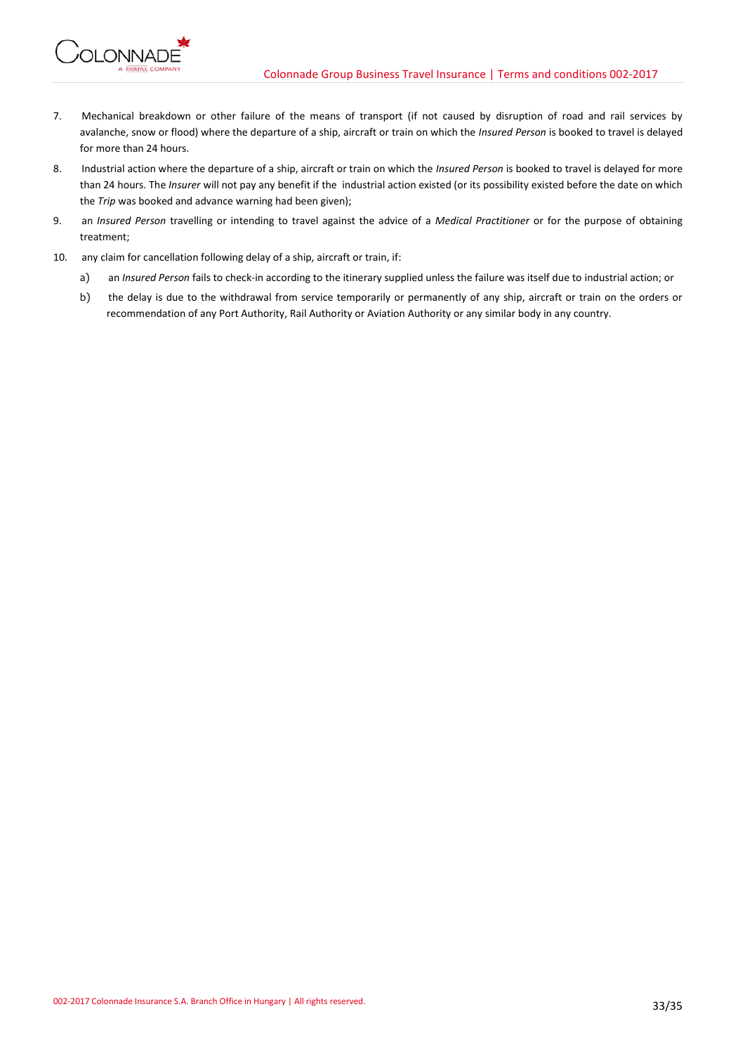7. Mechanical breakdown or other failure of the means of transport (if not caused by disruption of road and rail services by avalanche, snow or flood) where the departure of a ship, aircraft or train on which the *Insured Person* is booked to travel is delayed for more than 24 hours.
8. Industrial action where the departure of a ship, aircraft or train on which the *Insured Person* is booked to travel is delayed for more than 24 hours. The *Insurer* will not pay any benefit if the industrial action existed (or its possibility existed before the date on which the *Trip* was booked and advance warning had been given);
9. an *Insured Person* travelling or intending to travel against the advice of a *Medical Practitioner* or for the purpose of obtaining treatment;
10. any claim for cancellation following delay of a ship, aircraft or train, if:
    a) an *Insured Person* fails to check-in according to the itinerary supplied unless the failure was itself due to industrial action; or
    b) the delay is due to the withdrawal from service temporarily or permanently of any ship, aircraft or train on the orders or recommendation of any Port Authority, Rail Authority or Aviation Authority or any similar body in any country.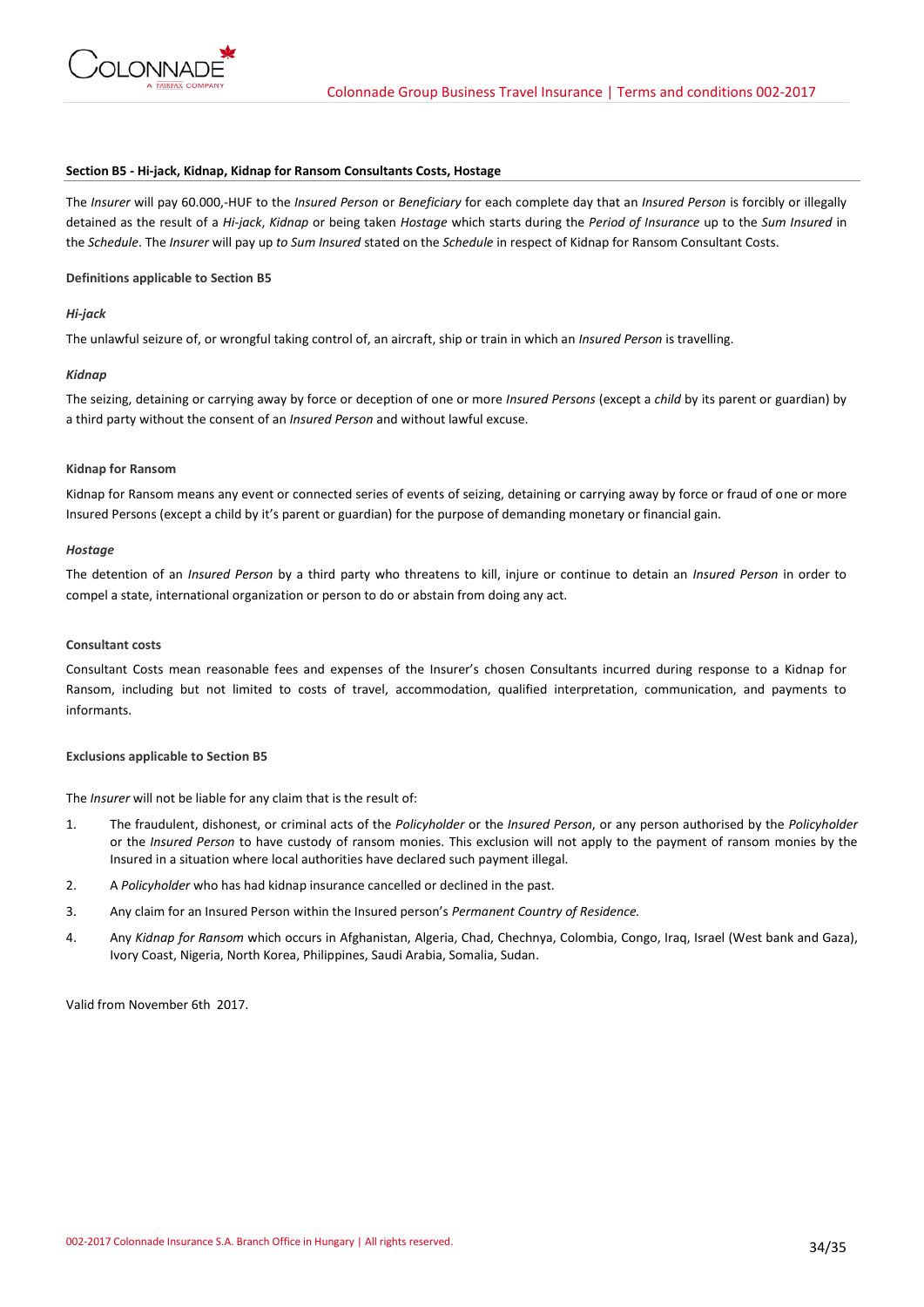## Section B5 - Hi-jack, Kidnap, Kidnap for Ransom Consultants Costs, Hostage

The *Insurer* will pay 60.000,-HUF to the *Insured Person* or *Beneficiary* for each complete day that an *Insured Person* is forcibly or illegally detained as the result of a *Hi-jack*, *Kidnap* or being taken *Hostage* which starts during the *Period of Insurance* up to the *Sum Insured* in the *Schedule*. The *Insurer* will pay up *to Sum Insured* stated on the *Schedule* in respect of Kidnap for Ransom Consultant Costs.

### Definitions applicable to Section B5

#### *Hi-jack*

The unlawful seizure of, or wrongful taking control of, an aircraft, ship or train in which an *Insured Person* is travelling.

#### *Kidnap*

The seizing, detaining or carrying away by force or deception of one or more *Insured Persons* (except a *child* by its parent or guardian) by a third party without the consent of an *Insured Person* and without lawful excuse.

#### Kidnap for Ransom

Kidnap for Ransom means any event or connected series of events of seizing, detaining or carrying away by force or fraud of one or more Insured Persons (except a child by it's parent or guardian) for the purpose of demanding monetary or financial gain.

#### *Hostage*

The detention of an *Insured Person* by a third party who threatens to kill, injure or continue to detain an *Insured Person* in order to compel a state, international organization or person to do or abstain from doing any act.

#### Consultant costs

Consultant Costs mean reasonable fees and expenses of the Insurer's chosen Consultants incurred during response to a Kidnap for Ransom, including but not limited to costs of travel, accommodation, qualified interpretation, communication, and payments to informants.

### Exclusions applicable to Section B5

The *Insurer* will not be liable for any claim that is the result of:

1. The fraudulent, dishonest, or criminal acts of the *Policyholder* or the *Insured Person*, or any person authorised by the *Policyholder* or the *Insured Person* to have custody of ransom monies. This exclusion will not apply to the payment of ransom monies by the Insured in a situation where local authorities have declared such payment illegal.
2. A *Policyholder* who has had kidnap insurance cancelled or declined in the past.
3. Any claim for an Insured Person within the Insured person's *Permanent Country of Residence.*
4. Any *Kidnap for Ransom* which occurs in Afghanistan, Algeria, Chad, Chechnya, Colombia, Congo, Iraq, Israel (West bank and Gaza), Ivory Coast, Nigeria, North Korea, Philippines, Saudi Arabia, Somalia, Sudan.

Valid from November 6th 2017.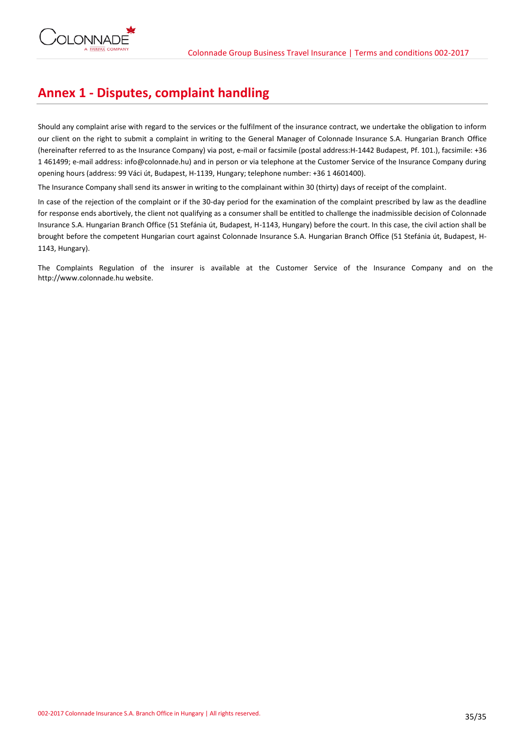# Annex 1 - Disputes, complaint handling

Should any complaint arise with regard to the services or the fulfilment of the insurance contract, we undertake the obligation to inform our client on the right to submit a complaint in writing to the General Manager of Colonnade Insurance S.A. Hungarian Branch Office (hereinafter referred to as the Insurance Company) via post, e-mail or facsimile (postal address:H-1442 Budapest, Pf. 101.), facsimile: +36 1 461499; e-mail address: info@colonnade.hu) and in person or via telephone at the Customer Service of the Insurance Company during opening hours (address: 99 Váci út, Budapest, H-1139, Hungary; telephone number: +36 1 4601400).

The Insurance Company shall send its answer in writing to the complainant within 30 (thirty) days of receipt of the complaint.

In case of the rejection of the complaint or if the 30-day period for the examination of the complaint prescribed by law as the deadline for response ends abortively, the client not qualifying as a consumer shall be entitled to challenge the inadmissible decision of Colonnade Insurance S.A. Hungarian Branch Office (51 Stefánia út, Budapest, H-1143, Hungary) before the court. In this case, the civil action shall be brought before the competent Hungarian court against Colonnade Insurance S.A. Hungarian Branch Office (51 Stefánia út, Budapest, H-1143, Hungary).

The Complaints Regulation of the insurer is available at the Customer Service of the Insurance Company and on the http://www.colonnade.hu website.